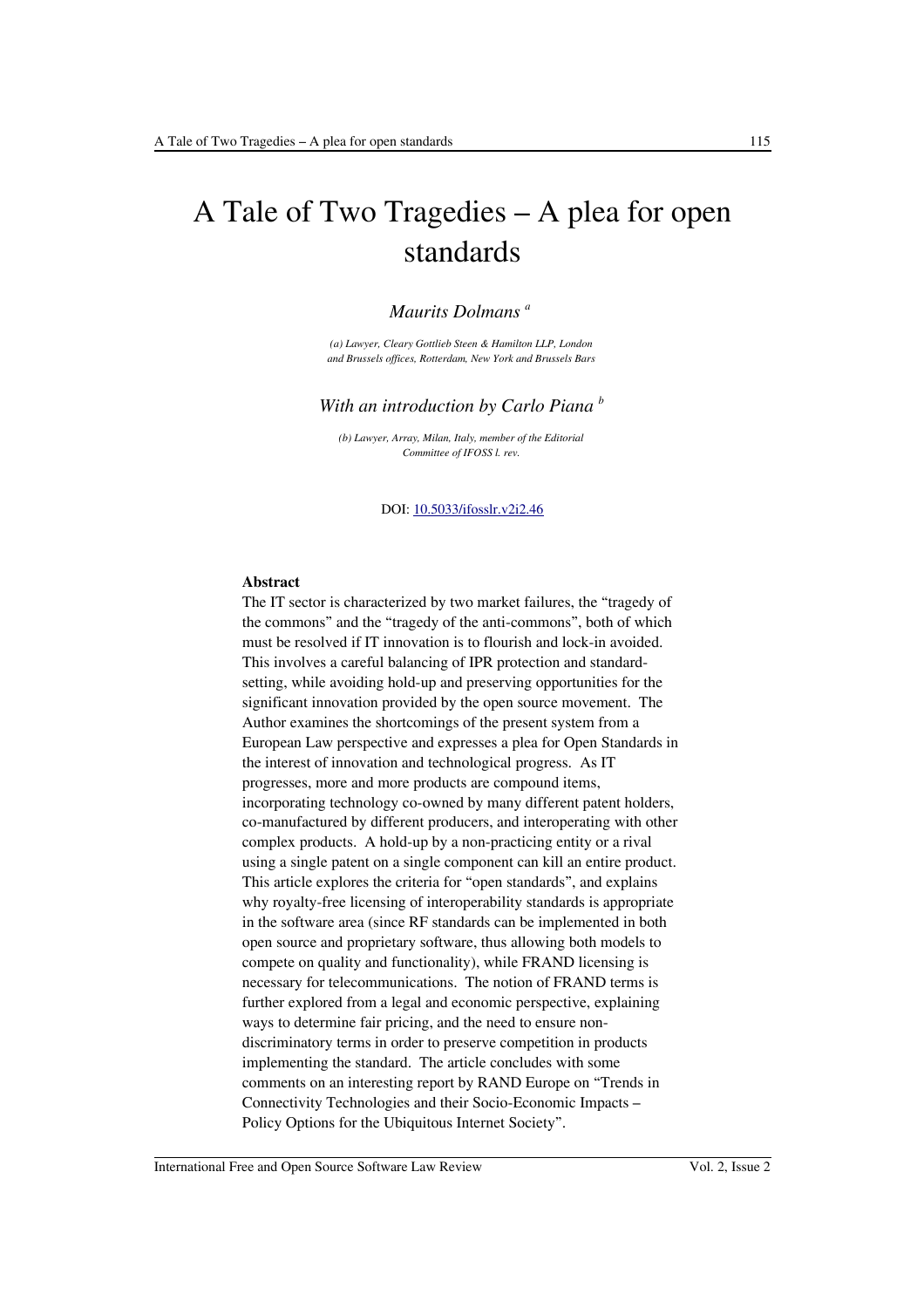# A Tale of Two Tragedies – A plea for open standards

*Maurits Dolmans* [a]

*(a) Lawyer, Cleary Gottlieb Steen & Hamilton LLP, London and Brussels offices, Rotterdam, New York and Brussels Bars*

*With an introduction by Carlo Piana* [b]

*(b) Lawyer, Array, Milan, Italy, member of the Editorial Committee of IFOSS l. rev.*

DOI: [10.5033/ifosslr.v2i2.46](10.5033/ifosslr.v2i2.46)

**Abstract**

The IT sector is characterized by two market failures, the "tragedy of the commons" and the "tragedy of the anti-commons", both of which must be resolved if IT innovation is to flourish and lock-in avoided. This involves a careful balancing of IPR protection and standard-setting, while avoiding hold-up and preserving opportunities for the significant innovation provided by the open source movement. The Author examines the shortcomings of the present system from a European Law perspective and expresses a plea for Open Standards in the interest of innovation and technological progress. As IT progresses, more and more products are compound items, incorporating technology co-owned by many different patent holders, co-manufactured by different producers, and interoperating with other complex products. A hold-up by a non-practicing entity or a rival using a single patent on a single component can kill an entire product. This article explores the criteria for "open standards", and explains why royalty-free licensing of interoperability standards is appropriate in the software area (since RF standards can be implemented in both open source and proprietary software, thus allowing both models to compete on quality and functionality), while FRAND licensing is necessary for telecommunications. The notion of FRAND terms is further explored from a legal and economic perspective, explaining ways to determine fair pricing, and the need to ensure non-discriminatory terms in order to preserve competition in products implementing the standard. The article concludes with some comments on an interesting report by RAND Europe on "Trends in Connectivity Technologies and their Socio-Economic Impacts – Policy Options for the Ubiquitous Internet Society".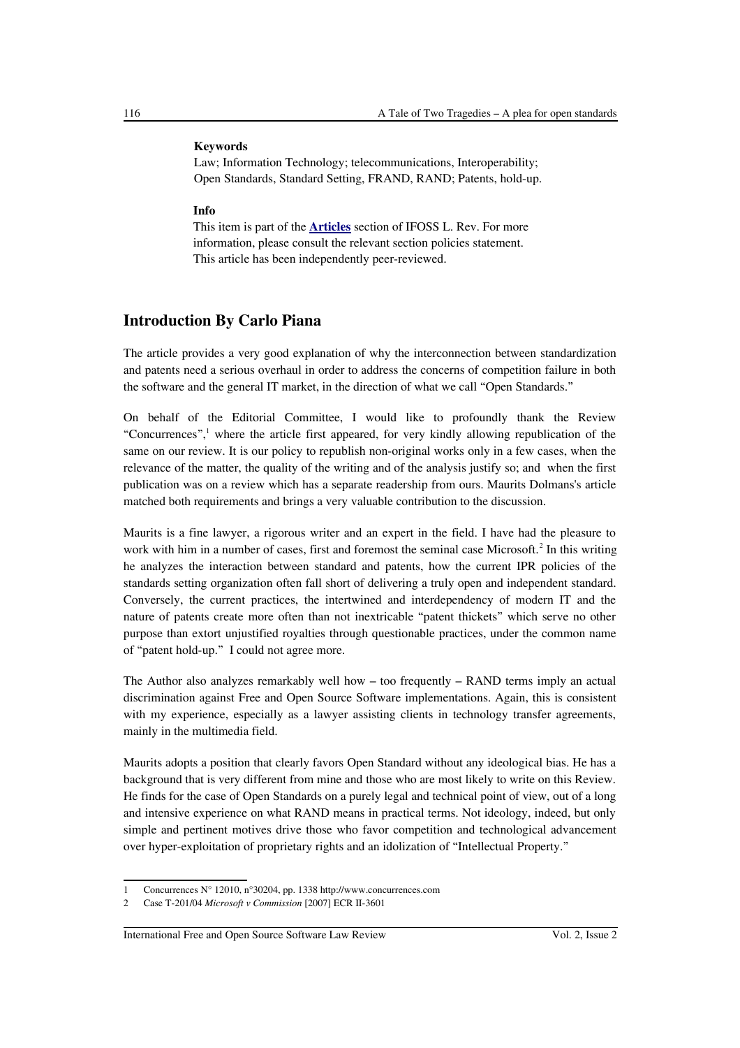**Keywords**

Law; Information Technology; telecommunications, Interoperability; Open Standards, Standard Setting, FRAND, RAND; Patents, hold-up.

**Info**

This item is part of the **Articles** section of IFOSS L. Rev. For more information, please consult the relevant section policies statement. This article has been independently peer-reviewed.

## Introduction By Carlo Piana

The article provides a very good explanation of why the interconnection between standardization and patents need a serious overhaul in order to address the concerns of competition failure in both the software and the general IT market, in the direction of what we call "Open Standards."

On behalf of the Editorial Committee, I would like to profoundly thank the Review "Concurrences",[1] where the article first appeared, for very kindly allowing republication of the same on our review. It is our policy to republish non-original works only in a few cases, when the relevance of the matter, the quality of the writing and of the analysis justify so; and when the first publication was on a review which has a separate readership from ours. Maurits Dolmans's article matched both requirements and brings a very valuable contribution to the discussion.

Maurits is a fine lawyer, a rigorous writer and an expert in the field. I have had the pleasure to work with him in a number of cases, first and foremost the seminal case Microsoft.[2] In this writing he analyzes the interaction between standard and patents, how the current IPR policies of the standards setting organization often fall short of delivering a truly open and independent standard. Conversely, the current practices, the intertwined and interdependency of modern IT and the nature of patents create more often than not inextricable "patent thickets" which serve no other purpose than extort unjustified royalties through questionable practices, under the common name of "patent hold-up." I could not agree more.

The Author also analyzes remarkably well how – too frequently – RAND terms imply an actual discrimination against Free and Open Source Software implementations. Again, this is consistent with my experience, especially as a lawyer assisting clients in technology transfer agreements, mainly in the multimedia field.

Maurits adopts a position that clearly favors Open Standard without any ideological bias. He has a background that is very different from mine and those who are most likely to write on this Review. He finds for the case of Open Standards on a purely legal and technical point of view, out of a long and intensive experience on what RAND means in practical terms. Not ideology, indeed, but only simple and pertinent motives drive those who favor competition and technological advancement over hyper-exploitation of proprietary rights and an idolization of "Intellectual Property."

---

1 Concurrences N° 12010, n°30204, pp. 1338 http://www.concurrences.com

2 Case T-201/04 *Microsoft v Commission* [2007] ECR II-3601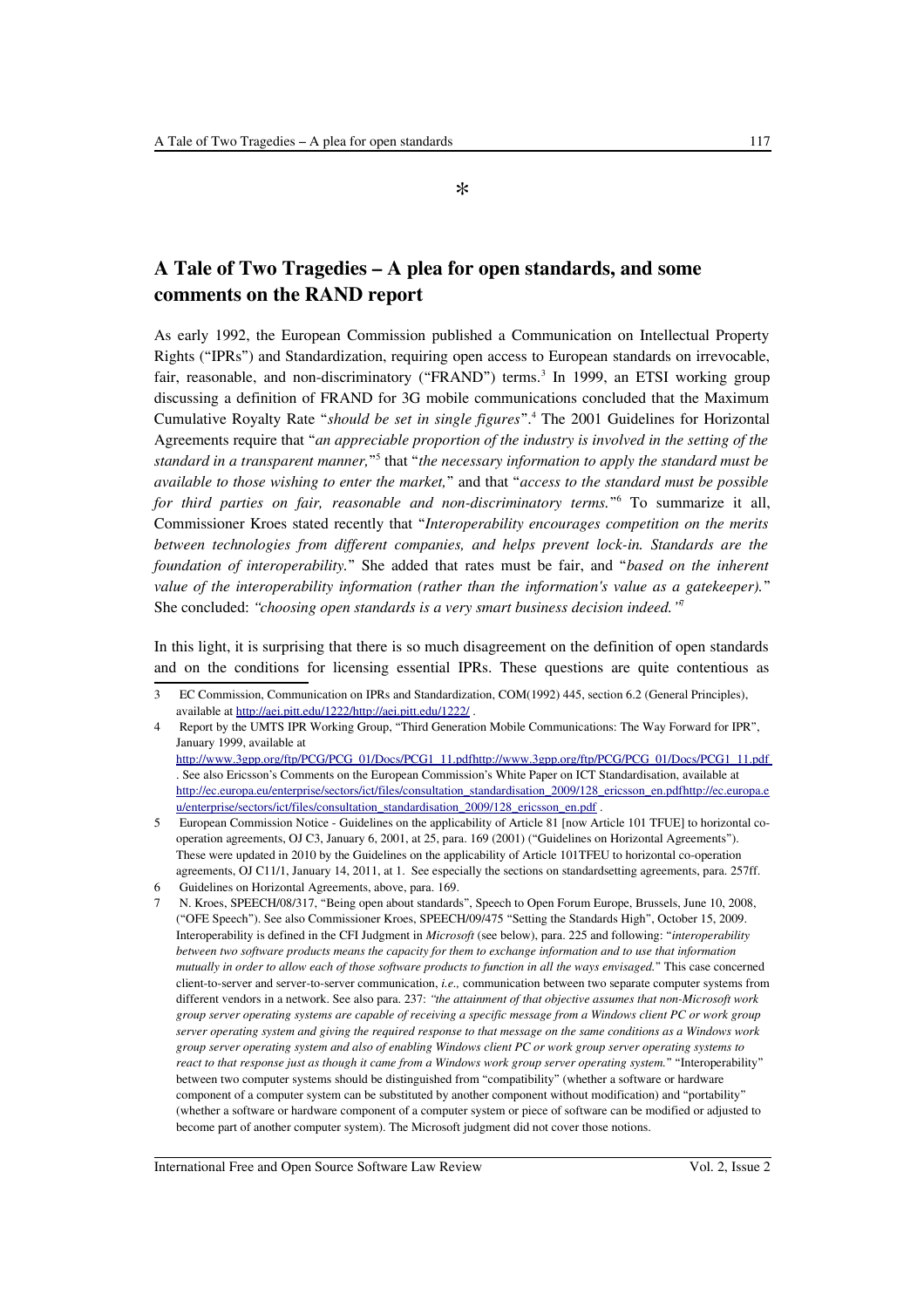*

## A Tale of Two Tragedies – A plea for open standards, and some comments on the RAND report

As early 1992, the European Commission published a Communication on Intellectual Property Rights ("IPRs") and Standardization, requiring open access to European standards on irrevocable, fair, reasonable, and non-discriminatory ("FRAND") terms.[3] In 1999, an ETSI working group discussing a definition of FRAND for 3G mobile communications concluded that the Maximum Cumulative Royalty Rate "*should be set in single figures*".[4] The 2001 Guidelines for Horizontal Agreements require that "*an appreciable proportion of the industry is involved in the setting of the standard in a transparent manner,*"[5] that "*the necessary information to apply the standard must be available to those wishing to enter the market,*" and that "*access to the standard must be possible for third parties on fair, reasonable and non-discriminatory terms.*"[6] To summarize it all, Commissioner Kroes stated recently that "*Interoperability encourages competition on the merits between technologies from different companies, and helps prevent lock-in. Standards are the foundation of interoperability.*" She added that rates must be fair, and "*based on the inherent value of the interoperability information (rather than the information's value as a gatekeeper).*" She concluded: *"choosing open standards is a very smart business decision indeed."*[7]

In this light, it is surprising that there is so much disagreement on the definition of open standards and on the conditions for licensing essential IPRs. These questions are quite contentious as

---

3 EC Commission, Communication on IPRs and Standardization, COM(1992) 445, section 6.2 (General Principles), available at http://aei.pitt.edu/1222/http://aei.pitt.edu/1222/ .

4 Report by the UMTS IPR Working Group, "Third Generation Mobile Communications: The Way Forward for IPR", January 1999, available at http://www.3gpp.org/ftp/PCG/PCG_01/Docs/PCG1_11.pdfhttp://www.3gpp.org/ftp/PCG/PCG_01/Docs/PCG1_11.pdf . See also Ericsson's Comments on the European Commission's White Paper on ICT Standardisation, available at http://ec.europa.eu/enterprise/sectors/ict/files/consultation_standardisation_2009/128_ericsson_en.pdfhttp://ec.europa.eu/enterprise/sectors/ict/files/consultation_standardisation_2009/128_ericsson_en.pdf .

5 European Commission Notice - Guidelines on the applicability of Article 81 [now Article 101 TFUE] to horizontal co-operation agreements, OJ C3, January 6, 2001, at 25, para. 169 (2001) ("Guidelines on Horizontal Agreements"). These were updated in 2010 by the Guidelines on the applicability of Article 101TFEU to horizontal co-operation agreements, OJ C11/1, January 14, 2011, at 1. See especially the sections on standardsetting agreements, para. 257ff.

6 Guidelines on Horizontal Agreements, above, para. 169.

7 N. Kroes, SPEECH/08/317, "Being open about standards", Speech to Open Forum Europe, Brussels, June 10, 2008, ("OFE Speech"). See also Commissioner Kroes, SPEECH/09/475 "Setting the Standards High", October 15, 2009. Interoperability is defined in the CFI Judgment in *Microsoft* (see below), para. 225 and following: "*interoperability between two software products means the capacity for them to exchange information and to use that information mutually in order to allow each of those software products to function in all the ways envisaged.*" This case concerned client-to-server and server-to-server communication, *i.e.,* communication between two separate computer systems from different vendors in a network. See also para. 237: *"the attainment of that objective assumes that non-Microsoft work group server operating systems are capable of receiving a specific message from a Windows client PC or work group server operating system and giving the required response to that message on the same conditions as a Windows work group server operating system and also of enabling Windows client PC or work group server operating systems to react to that response just as though it came from a Windows work group server operating system.*" "Interoperability" between two computer systems should be distinguished from "compatibility" (whether a software or hardware component of a computer system can be substituted by another component without modification) and "portability" (whether a software or hardware component of a computer system or piece of software can be modified or adjusted to become part of another computer system). The Microsoft judgment did not cover those notions.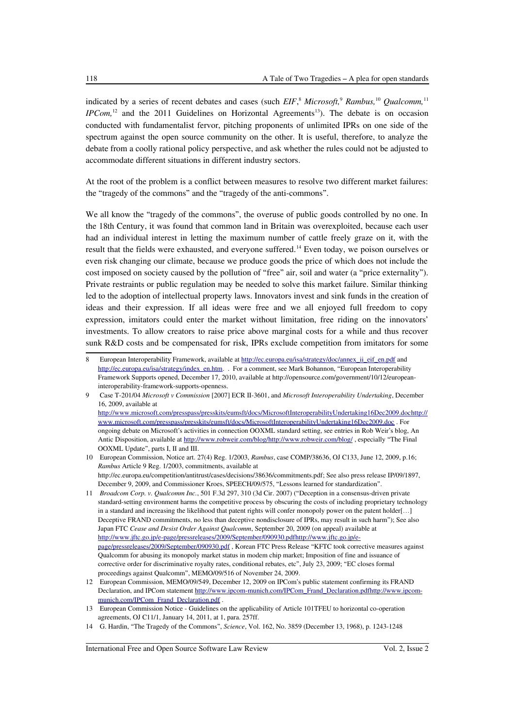indicated by a series of recent debates and cases (such *EIF*,[8] *Microsoft,*[9] *Rambus,*[10] *Qualcomm,*[11] *IPCom,*[12] and the 2011 Guidelines on Horizontal Agreements[13]). The debate is on occasion conducted with fundamentalist fervor, pitching proponents of unlimited IPRs on one side of the spectrum against the open source community on the other. It is useful, therefore, to analyze the debate from a coolly rational policy perspective, and ask whether the rules could not be adjusted to accommodate different situations in different industry sectors.

At the root of the problem is a conflict between measures to resolve two different market failures: the "tragedy of the commons" and the "tragedy of the anti-commons".

We all know the "tragedy of the commons", the overuse of public goods controlled by no one. In the 18th Century, it was found that common land in Britain was overexploited, because each user had an individual interest in letting the maximum number of cattle freely graze on it, with the result that the fields were exhausted, and everyone suffered.[14] Even today, we poison ourselves or even risk changing our climate, because we produce goods the price of which does not include the cost imposed on society caused by the pollution of "free" air, soil and water (a "price externality"). Private restraints or public regulation may be needed to solve this market failure. Similar thinking led to the adoption of intellectual property laws. Innovators invest and sink funds in the creation of ideas and their expression. If all ideas were free and we all enjoyed full freedom to copy expression, imitators could enter the market without limitation, free riding on the innovators' investments. To allow creators to raise price above marginal costs for a while and thus recover sunk R&D costs and be compensated for risk, IPRs exclude competition from imitators for some

---

8 European Interoperability Framework, available at http://ec.europa.eu/isa/strategy/doc/annex_ii_eif_en.pdf and http://ec.europa.eu/isa/strategy/index_en.htm. . For a comment, see Mark Bohannon, "European Interoperability Framework Supports opened, December 17, 2010, available at http://opensource.com/government/10/12/european-interoperability-framework-supports-openness.

9 Case T-201/04 *Microsoft v Commission* [2007] ECR II-3601, and *Microsoft Interoperability Undertaking*, December 16, 2009, available at http://www.microsoft.com/presspass/presskits/eumsft/docs/MicrosoftInteroperabilityUndertaking16Dec2009.dochttp://www.microsoft.com/presspass/presskits/eumsft/docs/MicrosoftInteroperabilityUndertaking16Dec2009.doc . For ongoing debate on Microsoft's activities in connection OOXML standard setting, see entries in Rob Weir's blog, An Antic Disposition, available at http://www.robweir.com/blog/http://www.robweir.com/blog/ , especially "The Final OOXML Update", parts I, II and III.

10 European Commission, Notice art. 27(4) Reg. 1/2003, *Rambus*, case COMP/38636, OJ C133, June 12, 2009, p.16; *Rambus* Article 9 Reg. 1/2003, commitments, available at http://ec.europa.eu/competition/antitrust/cases/decisions/38636/commitments.pdf; See also press release IP/09/1897, December 9, 2009, and Commissioner Kroes, SPEECH/09/575, "Lessons learned for standardization".

11 *Broadcom Corp. v. Qualcomm Inc.*, 501 F.3d 297, 310 (3d Cir. 2007) ("Deception in a consensus-driven private standard-setting environment harms the competitive process by obscuring the costs of including proprietary technology in a standard and increasing the likelihood that patent rights will confer monopoly power on the patent holder[…] Deceptive FRAND commitments, no less than deceptive nondisclosure of IPRs, may result in such harm"); See also Japan FTC *Cease and Desist Order Against Qualcomm*, September 20, 2009 (on appeal) available at http://www.jftc.go.jp/e-page/pressreleases/2009/September/090930.pdfhttp://www.jftc.go.jp/e-page/pressreleases/2009/September/090930.pdf , Korean FTC Press Release "KFTC took corrective measures against Qualcomm for abusing its monopoly market status in modem chip market; Imposition of fine and issuance of corrective order for discriminative royalty rates, conditional rebates, etc", July 23, 2009; "EC closes formal proceedings against Qualcomm", MEMO/09/516 of November 24, 2009.

12 European Commission, MEMO/09/549, December 12, 2009 on IPCom's public statement confirming its FRAND Declaration, and IPCom statement http://www.ipcom-munich.com/IPCom_Frand_Declaration.pdfhttp://www.ipcom-munich.com/IPCom_Frand_Declaration.pdf .

13 European Commission Notice - Guidelines on the applicability of Article 101TFEU to horizontal co-operation agreements, OJ C11/1, January 14, 2011, at 1, para. 257ff.

14 G. Hardin, "The Tragedy of the Commons", *Science*, Vol. 162, No. 3859 (December 13, 1968), p. 1243-1248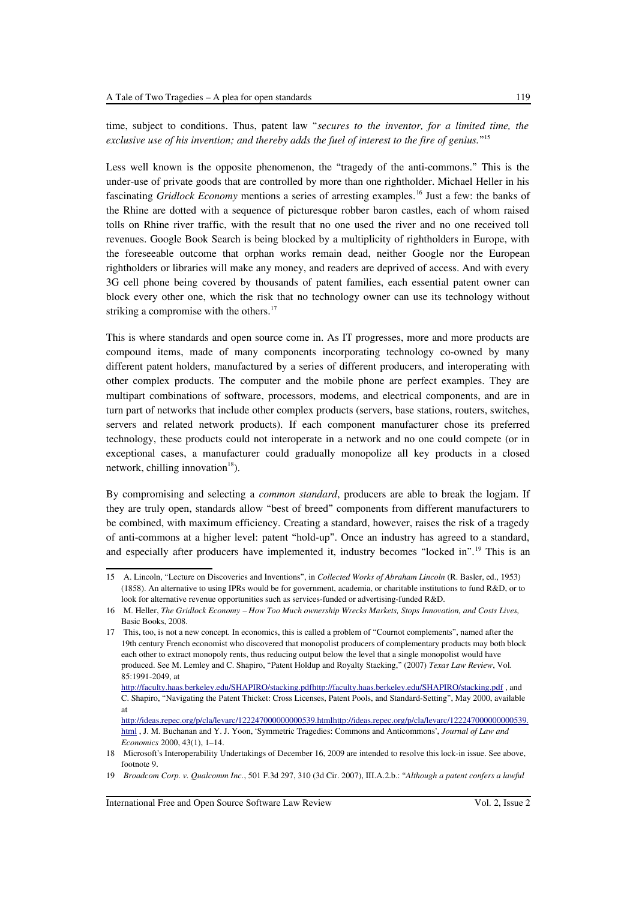time, subject to conditions. Thus, patent law "*secures to the inventor, for a limited time, the exclusive use of his invention; and thereby adds the fuel of interest to the fire of genius.*"[15]

Less well known is the opposite phenomenon, the "tragedy of the anti-commons." This is the under-use of private goods that are controlled by more than one rightholder. Michael Heller in his fascinating *Gridlock Economy* mentions a series of arresting examples.[16] Just a few: the banks of the Rhine are dotted with a sequence of picturesque robber baron castles, each of whom raised tolls on Rhine river traffic, with the result that no one used the river and no one received toll revenues. Google Book Search is being blocked by a multiplicity of rightholders in Europe, with the foreseeable outcome that orphan works remain dead, neither Google nor the European rightholders or libraries will make any money, and readers are deprived of access. And with every 3G cell phone being covered by thousands of patent families, each essential patent owner can block every other one, which the risk that no technology owner can use its technology without striking a compromise with the others.[17]

This is where standards and open source come in. As IT progresses, more and more products are compound items, made of many components incorporating technology co-owned by many different patent holders, manufactured by a series of different producers, and interoperating with other complex products. The computer and the mobile phone are perfect examples. They are multipart combinations of software, processors, modems, and electrical components, and are in turn part of networks that include other complex products (servers, base stations, routers, switches, servers and related network products). If each component manufacturer chose its preferred technology, these products could not interoperate in a network and no one could compete (or in exceptional cases, a manufacturer could gradually monopolize all key products in a closed network, chilling innovation[18]).

By compromising and selecting a *common standard*, producers are able to break the logjam. If they are truly open, standards allow "best of breed" components from different manufacturers to be combined, with maximum efficiency. Creating a standard, however, raises the risk of a tragedy of anti-commons at a higher level: patent "hold-up". Once an industry has agreed to a standard, and especially after producers have implemented it, industry becomes "locked in".[19] This is an

---

15 A. Lincoln, "Lecture on Discoveries and Inventions", in *Collected Works of Abraham Lincoln* (R. Basler, ed., 1953) (1858). An alternative to using IPRs would be for government, academia, or charitable institutions to fund R&D, or to look for alternative revenue opportunities such as services-funded or advertising-funded R&D.

16 M. Heller, *The Gridlock Economy – How Too Much ownership Wrecks Markets, Stops Innovation, and Costs Lives,* Basic Books, 2008.

17 This, too, is not a new concept. In economics, this is called a problem of "Cournot complements", named after the 19th century French economist who discovered that monopolist producers of complementary products may both block each other to extract monopoly rents, thus reducing output below the level that a single monopolist would have produced. See M. Lemley and C. Shapiro, "Patent Holdup and Royalty Stacking," (2007) *Texas Law Review*, Vol. 85:1991-2049, at http://faculty.haas.berkeley.edu/SHAPIRO/stacking.pdfhttp://faculty.haas.berkeley.edu/SHAPIRO/stacking.pdf , and C. Shapiro, "Navigating the Patent Thicket: Cross Licenses, Patent Pools, and Standard-Setting", May 2000, available at http://ideas.repec.org/p/cla/levarc/122247000000000539.htmlhttp://ideas.repec.org/p/cla/levarc/122247000000000539.html , J. M. Buchanan and Y. J. Yoon, 'Symmetric Tragedies: Commons and Anticommons', *Journal of Law and Economics* 2000, 43(1), 1–14.

18 Microsoft's Interoperability Undertakings of December 16, 2009 are intended to resolve this lock-in issue. See above, footnote 9.

19 *Broadcom Corp. v. Qualcomm Inc.*, 501 F.3d 297, 310 (3d Cir. 2007), III.A.2.b.: "*Although a patent confers a lawful*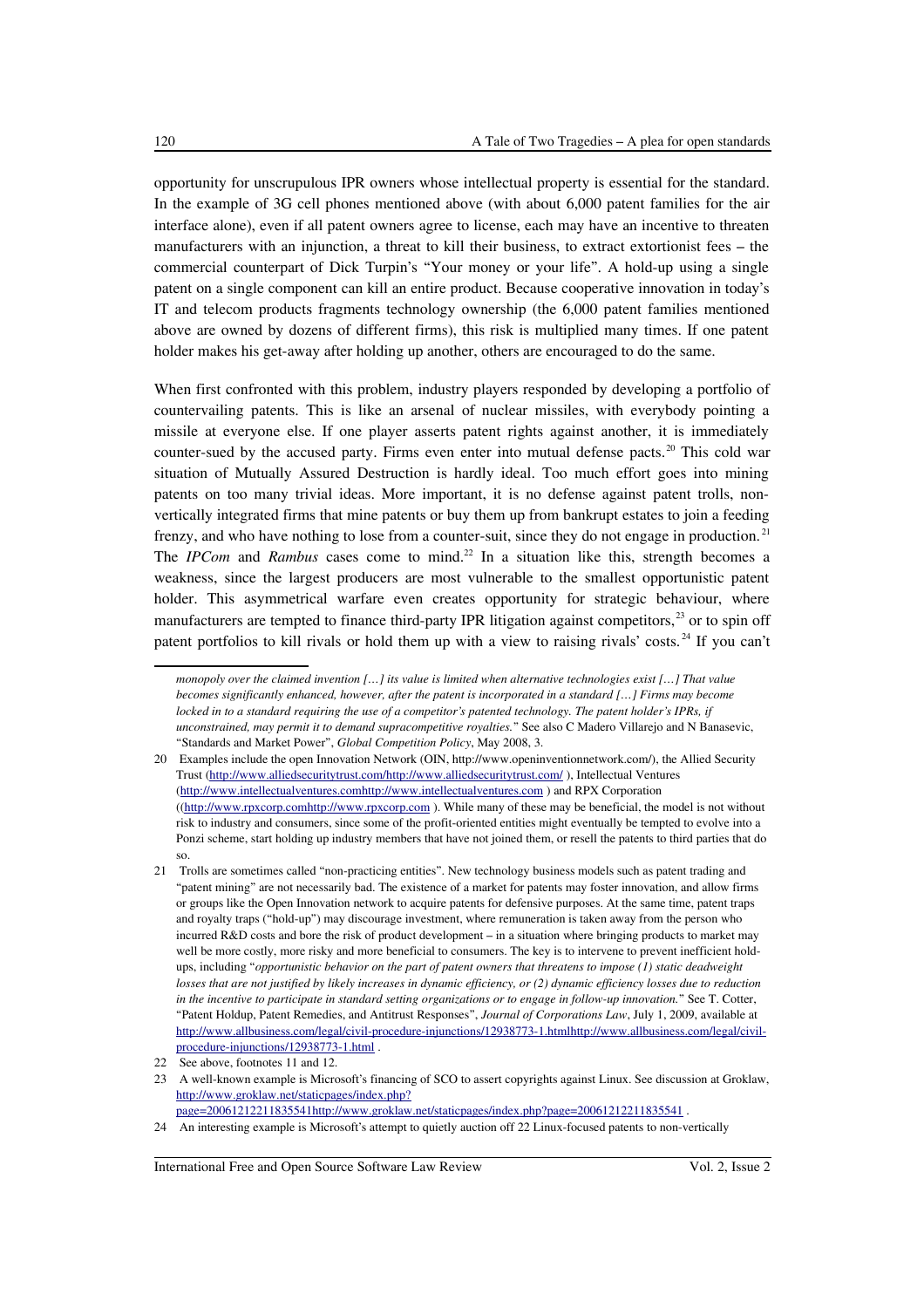opportunity for unscrupulous IPR owners whose intellectual property is essential for the standard. In the example of 3G cell phones mentioned above (with about 6,000 patent families for the air interface alone), even if all patent owners agree to license, each may have an incentive to threaten manufacturers with an injunction, a threat to kill their business, to extract extortionist fees – the commercial counterpart of Dick Turpin's "Your money or your life". A hold-up using a single patent on a single component can kill an entire product. Because cooperative innovation in today's IT and telecom products fragments technology ownership (the 6,000 patent families mentioned above are owned by dozens of different firms), this risk is multiplied many times. If one patent holder makes his get-away after holding up another, others are encouraged to do the same.

When first confronted with this problem, industry players responded by developing a portfolio of countervailing patents. This is like an arsenal of nuclear missiles, with everybody pointing a missile at everyone else. If one player asserts patent rights against another, it is immediately counter-sued by the accused party. Firms even enter into mutual defense pacts.[20] This cold war situation of Mutually Assured Destruction is hardly ideal. Too much effort goes into mining patents on too many trivial ideas. More important, it is no defense against patent trolls, non-vertically integrated firms that mine patents or buy them up from bankrupt estates to join a feeding frenzy, and who have nothing to lose from a counter-suit, since they do not engage in production.[21] The *IPCom* and *Rambus* cases come to mind.[22] In a situation like this, strength becomes a weakness, since the largest producers are most vulnerable to the smallest opportunistic patent holder. This asymmetrical warfare even creates opportunity for strategic behaviour, where manufacturers are tempted to finance third-party IPR litigation against competitors,[23] or to spin off patent portfolios to kill rivals or hold them up with a view to raising rivals' costs.[24] If you can't

*monopoly over the claimed invention […] its value is limited when alternative technologies exist […] That value becomes significantly enhanced, however, after the patent is incorporated in a standard […] Firms may become locked in to a standard requiring the use of a competitor's patented technology. The patent holder's IPRs, if unconstrained, may permit it to demand supracompetitive royalties.*" See also C Madero Villarejo and N Banasevic, "Standards and Market Power", *Global Competition Policy*, May 2008, 3.

20 Examples include the open Innovation Network (OIN, http://www.openinventionnetwork.com/), the Allied Security Trust (http://www.alliedsecuritytrust.com/http://www.alliedsecuritytrust.com/ ), Intellectual Ventures (http://www.intellectualventures.comhttp://www.intellectualventures.com ) and RPX Corporation ((http://www.rpxcorp.comhttp://www.rpxcorp.com ). While many of these may be beneficial, the model is not without risk to industry and consumers, since some of the profit-oriented entities might eventually be tempted to evolve into a Ponzi scheme, start holding up industry members that have not joined them, or resell the patents to third parties that do so.

21 Trolls are sometimes called "non-practicing entities". New technology business models such as patent trading and "patent mining" are not necessarily bad. The existence of a market for patents may foster innovation, and allow firms or groups like the Open Innovation network to acquire patents for defensive purposes. At the same time, patent traps and royalty traps ("hold-up") may discourage investment, where remuneration is taken away from the person who incurred R&D costs and bore the risk of product development – in a situation where bringing products to market may well be more costly, more risky and more beneficial to consumers. The key is to intervene to prevent inefficient hold-ups, including "*opportunistic behavior on the part of patent owners that threatens to impose (1) static deadweight losses that are not justified by likely increases in dynamic efficiency, or (2) dynamic efficiency losses due to reduction in the incentive to participate in standard setting organizations or to engage in follow-up innovation.*" See T. Cotter, "Patent Holdup, Patent Remedies, and Antitrust Responses", *Journal of Corporations Law*, July 1, 2009, available at http://www.allbusiness.com/legal/civil-procedure-injunctions/12938773-1.htmlhttp://www.allbusiness.com/legal/civil-procedure-injunctions/12938773-1.html .

22 See above, footnotes 11 and 12.

23 A well-known example is Microsoft's financing of SCO to assert copyrights against Linux. See discussion at Groklaw, http://www.groklaw.net/staticpages/index.php?page=20061212211835541http://www.groklaw.net/staticpages/index.php?page=20061212211835541 .

24 An interesting example is Microsoft's attempt to quietly auction off 22 Linux-focused patents to non-vertically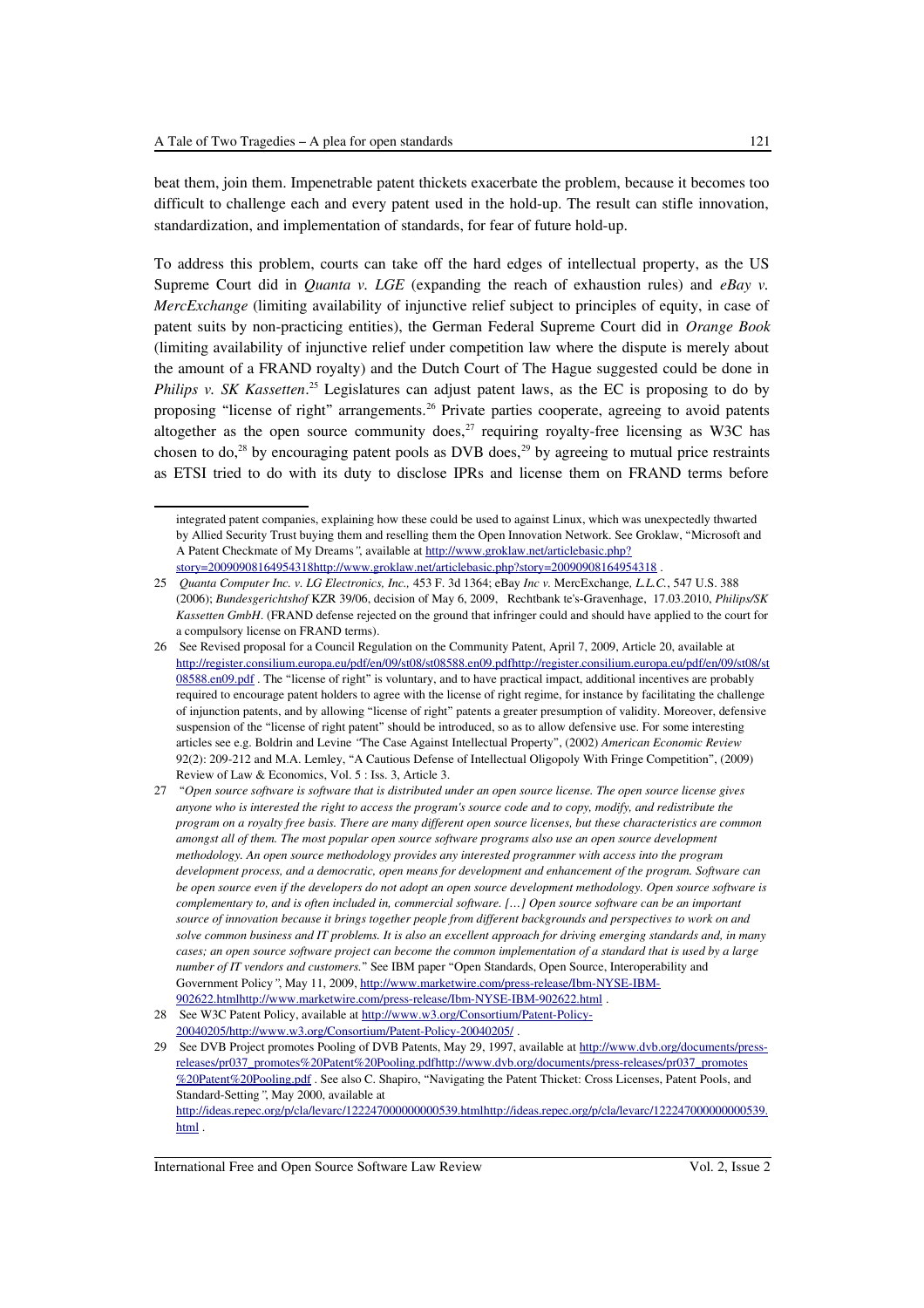beat them, join them. Impenetrable patent thickets exacerbate the problem, because it becomes too difficult to challenge each and every patent used in the hold-up. The result can stifle innovation, standardization, and implementation of standards, for fear of future hold-up.

To address this problem, courts can take off the hard edges of intellectual property, as the US Supreme Court did in *Quanta v. LGE* (expanding the reach of exhaustion rules) and *eBay v. MercExchange* (limiting availability of injunctive relief subject to principles of equity, in case of patent suits by non-practicing entities), the German Federal Supreme Court did in *Orange Book* (limiting availability of injunctive relief under competition law where the dispute is merely about the amount of a FRAND royalty) and the Dutch Court of The Hague suggested could be done in *Philips v. SK Kassetten*.[25] Legislatures can adjust patent laws, as the EC is proposing to do by proposing "license of right" arrangements.[26] Private parties cooperate, agreeing to avoid patents altogether as the open source community does,[27] requiring royalty-free licensing as W3C has chosen to do,[28] by encouraging patent pools as DVB does,[29] by agreeing to mutual price restraints as ETSI tried to do with its duty to disclose IPRs and license them on FRAND terms before

---

integrated patent companies, explaining how these could be used to against Linux, which was unexpectedly thwarted by Allied Security Trust buying them and reselling them the Open Innovation Network. See Groklaw, "Microsoft and A Patent Checkmate of My Dreams", available at http://www.groklaw.net/articlebasic.php?story=20090908164954318http://www.groklaw.net/articlebasic.php?story=20090908164954318 .

25 *Quanta Computer Inc. v. LG Electronics, Inc.,* 453 F. 3d 1364; eBay *Inc v.* MercExchange*, L.L.C.*, 547 U.S. 388 (2006); *Bundesgerichtshof* KZR 39/06, decision of May 6, 2009, Rechtbank te's-Gravenhage, 17.03.2010, *Philips/SK Kassetten GmbH*. (FRAND defense rejected on the ground that infringer could and should have applied to the court for a compulsory license on FRAND terms).

26 See Revised proposal for a Council Regulation on the Community Patent, April 7, 2009, Article 20, available at http://register.consilium.europa.eu/pdf/en/09/st08/st08588.en09.pdfhttp://register.consilium.europa.eu/pdf/en/09/st08/st08588.en09.pdf . The "license of right" is voluntary, and to have practical impact, additional incentives are probably required to encourage patent holders to agree with the license of right regime, for instance by facilitating the challenge of injunction patents, and by allowing "license of right" patents a greater presumption of validity. Moreover, defensive suspension of the "license of right patent" should be introduced, so as to allow defensive use. For some interesting articles see e.g. Boldrin and Levine "The Case Against Intellectual Property", (2002) *American Economic Review* 92(2): 209-212 and M.A. Lemley, "A Cautious Defense of Intellectual Oligopoly With Fringe Competition", (2009) Review of Law & Economics, Vol. 5 : Iss. 3, Article 3.

27 "*Open source software is software that is distributed under an open source license. The open source license gives anyone who is interested the right to access the program's source code and to copy, modify, and redistribute the program on a royalty free basis. There are many different open source licenses, but these characteristics are common amongst all of them. The most popular open source software programs also use an open source development methodology. An open source methodology provides any interested programmer with access into the program development process, and a democratic, open means for development and enhancement of the program. Software can be open source even if the developers do not adopt an open source development methodology. Open source software is complementary to, and is often included in, commercial software. […] Open source software can be an important source of innovation because it brings together people from different backgrounds and perspectives to work on and solve common business and IT problems. It is also an excellent approach for driving emerging standards and, in many cases; an open source software project can become the common implementation of a standard that is used by a large number of IT vendors and customers.*" See IBM paper "Open Standards, Open Source, Interoperability and Government Policy", May 11, 2009, http://www.marketwire.com/press-release/Ibm-NYSE-IBM-902622.htmlhttp://www.marketwire.com/press-release/Ibm-NYSE-IBM-902622.html .

28 See W3C Patent Policy, available at http://www.w3.org/Consortium/Patent-Policy-20040205/http://www.w3.org/Consortium/Patent-Policy-20040205/ .

29 See DVB Project promotes Pooling of DVB Patents, May 29, 1997, available at http://www.dvb.org/documents/press-releases/pr037_promotes%20Patent%20Pooling.pdfhttp://www.dvb.org/documents/press-releases/pr037_promotes%20Patent%20Pooling.pdf . See also C. Shapiro, "Navigating the Patent Thicket: Cross Licenses, Patent Pools, and Standard-Setting", May 2000, available at http://ideas.repec.org/p/cla/levarc/122247000000000539.htmlhttp://ideas.repec.org/p/cla/levarc/122247000000000539.html .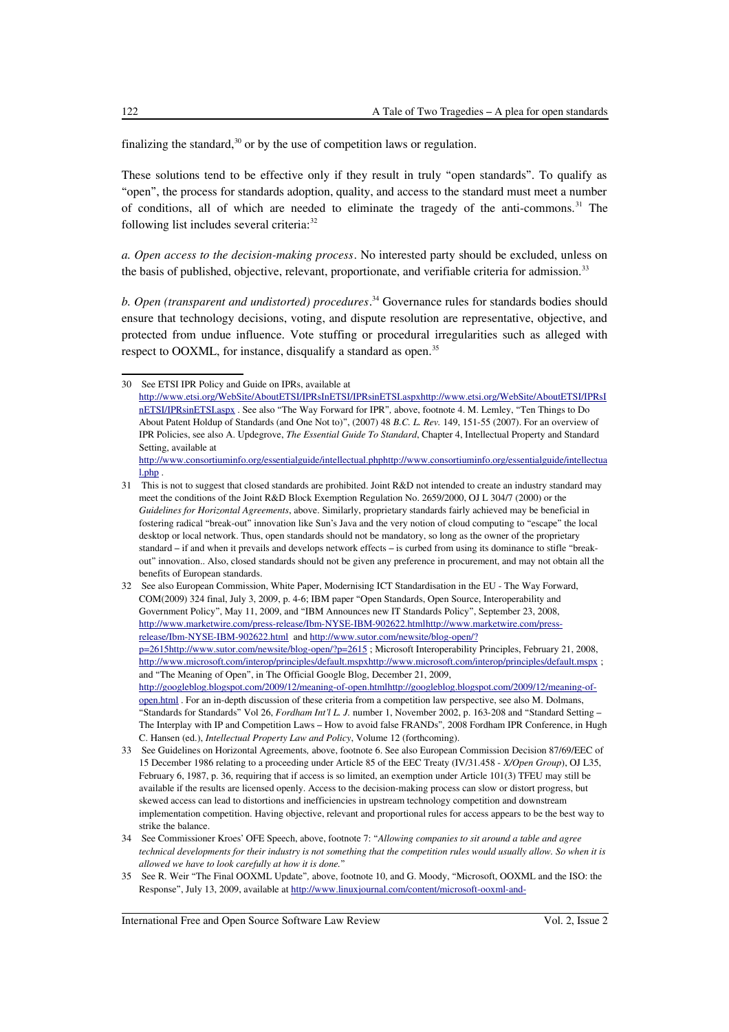finalizing the standard,[30] or by the use of competition laws or regulation.

These solutions tend to be effective only if they result in truly "open standards". To qualify as "open", the process for standards adoption, quality, and access to the standard must meet a number of conditions, all of which are needed to eliminate the tragedy of the anti-commons.[31] The following list includes several criteria:[32]

*a. Open access to the decision-making process*. No interested party should be excluded, unless on the basis of published, objective, relevant, proportionate, and verifiable criteria for admission.[33]

*b. Open (transparent and undistorted) procedures*.[34] Governance rules for standards bodies should ensure that technology decisions, voting, and dispute resolution are representative, objective, and protected from undue influence. Vote stuffing or procedural irregularities such as alleged with respect to OOXML, for instance, disqualify a standard as open.[35]

---

30 See ETSI IPR Policy and Guide on IPRs, available at http://www.etsi.org/WebSite/AboutETSI/IPRsInETSI/IPRsinETSI.aspxhttp://www.etsi.org/WebSite/AboutETSI/IPRsInETSI/IPRsinETSI.aspx . See also "The Way Forward for IPR", above, footnote 4. M. Lemley, "Ten Things to Do About Patent Holdup of Standards (and One Not to)", (2007) 48 *B.C. L. Rev.* 149, 151-55 (2007). For an overview of IPR Policies, see also A. Updegrove, *The Essential Guide To Standard*, Chapter 4, Intellectual Property and Standard Setting, available at http://www.consortiuminfo.org/essentialguide/intellectual.phphttp://www.consortiuminfo.org/essentialguide/intellectual.php .

31 This is not to suggest that closed standards are prohibited. Joint R&D not intended to create an industry standard may meet the conditions of the Joint R&D Block Exemption Regulation No. 2659/2000, OJ L 304/7 (2000) or the *Guidelines for Horizontal Agreements*, above. Similarly, proprietary standards fairly achieved may be beneficial in fostering radical "break-out" innovation like Sun's Java and the very notion of cloud computing to "escape" the local desktop or local network. Thus, open standards should not be mandatory, so long as the owner of the proprietary standard – if and when it prevails and develops network effects – is curbed from using its dominance to stifle "break-out" innovation.. Also, closed standards should not be given any preference in procurement, and may not obtain all the benefits of European standards.

32 See also European Commission, White Paper, Modernising ICT Standardisation in the EU - The Way Forward, COM(2009) 324 final, July 3, 2009, p. 4-6; IBM paper "Open Standards, Open Source, Interoperability and Government Policy", May 11, 2009, and "IBM Announces new IT Standards Policy", September 23, 2008, http://www.marketwire.com/press-release/Ibm-NYSE-IBM-902622.htmlhttp://www.marketwire.com/press-release/Ibm-NYSE-IBM-902622.html and http://www.sutor.com/newsite/blog-open/?p=2615http://www.sutor.com/newsite/blog-open/?p=2615 ; Microsoft Interoperability Principles, February 21, 2008, http://www.microsoft.com/interop/principles/default.mspxhttp://www.microsoft.com/interop/principles/default.mspx ; and "The Meaning of Open", in The Official Google Blog, December 21, 2009, http://googleblog.blogspot.com/2009/12/meaning-of-open.htmlhttp://googleblog.blogspot.com/2009/12/meaning-of-open.html . For an in-depth discussion of these criteria from a competition law perspective, see also M. Dolmans, "Standards for Standards" Vol 26, *Fordham Int'l L. J.* number 1, November 2002, p. 163-208 and "Standard Setting – The Interplay with IP and Competition Laws – How to avoid false FRANDs", 2008 Fordham IPR Conference, in Hugh C. Hansen (ed.), *Intellectual Property Law and Policy*, Volume 12 (forthcoming).

33 See Guidelines on Horizontal Agreements, above, footnote 6. See also European Commission Decision 87/69/EEC of 15 December 1986 relating to a proceeding under Article 85 of the EEC Treaty (IV/31.458 - *X/Open Group*), OJ L35, February 6, 1987, p. 36, requiring that if access is so limited, an exemption under Article 101(3) TFEU may still be available if the results are licensed openly. Access to the decision-making process can slow or distort progress, but skewed access can lead to distortions and inefficiencies in upstream technology competition and downstream implementation competition. Having objective, relevant and proportional rules for access appears to be the best way to strike the balance.

34 See Commissioner Kroes' OFE Speech, above, footnote 7: "*Allowing companies to sit around a table and agree technical developments for their industry is not something that the competition rules would usually allow. So when it is allowed we have to look carefully at how it is done.*"

35 See R. Weir "The Final OOXML Update", above, footnote 10, and G. Moody, "Microsoft, OOXML and the ISO: the Response", July 13, 2009, available at http://www.linuxjournal.com/content/microsoft-ooxml-and-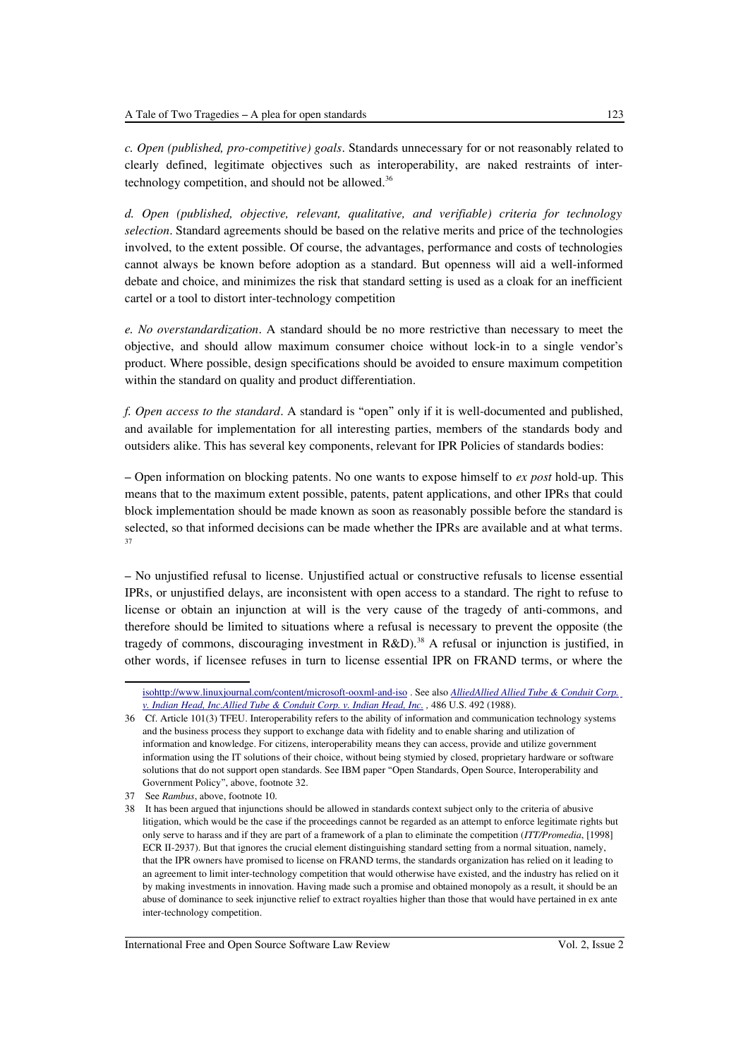*c. Open (published, pro-competitive) goals*. Standards unnecessary for or not reasonably related to clearly defined, legitimate objectives such as interoperability, are naked restraints of inter-technology competition, and should not be allowed.[36]

*d. Open (published, objective, relevant, qualitative, and verifiable) criteria for technology selection*. Standard agreements should be based on the relative merits and price of the technologies involved, to the extent possible. Of course, the advantages, performance and costs of technologies cannot always be known before adoption as a standard. But openness will aid a well-informed debate and choice, and minimizes the risk that standard setting is used as a cloak for an inefficient cartel or a tool to distort inter-technology competition

*e. No overstandardization*. A standard should be no more restrictive than necessary to meet the objective, and should allow maximum consumer choice without lock-in to a single vendor's product. Where possible, design specifications should be avoided to ensure maximum competition within the standard on quality and product differentiation.

*f. Open access to the standard*. A standard is "open" only if it is well-documented and published, and available for implementation for all interesting parties, members of the standards body and outsiders alike. This has several key components, relevant for IPR Policies of standards bodies:

– Open information on blocking patents. No one wants to expose himself to *ex post* hold-up. This means that to the maximum extent possible, patents, patent applications, and other IPRs that could block implementation should be made known as soon as reasonably possible before the standard is selected, so that informed decisions can be made whether the IPRs are available and at what terms.[37]

– No unjustified refusal to license. Unjustified actual or constructive refusals to license essential IPRs, or unjustified delays, are inconsistent with open access to a standard. The right to refuse to license or obtain an injunction at will is the very cause of the tragedy of anti-commons, and therefore should be limited to situations where a refusal is necessary to prevent the opposite (the tragedy of commons, discouraging investment in R&D).[38] A refusal or injunction is justified, in other words, if licensee refuses in turn to license essential IPR on FRAND terms, or where the

---

isohttp://www.linuxjournal.com/content/microsoft-ooxml-and-iso . See also *AlliedAllied Allied Tube & Conduit Corp. v. Indian Head, Inc.Allied Tube & Conduit Corp. v. Indian Head, Inc.* , 486 U.S. 492 (1988).

36 Cf. Article 101(3) TFEU. Interoperability refers to the ability of information and communication technology systems and the business process they support to exchange data with fidelity and to enable sharing and utilization of information and knowledge. For citizens, interoperability means they can access, provide and utilize government information using the IT solutions of their choice, without being stymied by closed, proprietary hardware or software solutions that do not support open standards. See IBM paper "Open Standards, Open Source, Interoperability and Government Policy", above, footnote 32.

37 See *Rambus*, above, footnote 10.

38 It has been argued that injunctions should be allowed in standards context subject only to the criteria of abusive litigation, which would be the case if the proceedings cannot be regarded as an attempt to enforce legitimate rights but only serve to harass and if they are part of a framework of a plan to eliminate the competition (*ITT/Promedia*, [1998] ECR II-2937). But that ignores the crucial element distinguishing standard setting from a normal situation, namely, that the IPR owners have promised to license on FRAND terms, the standards organization has relied on it leading to an agreement to limit inter-technology competition that would otherwise have existed, and the industry has relied on it by making investments in innovation. Having made such a promise and obtained monopoly as a result, it should be an abuse of dominance to seek injunctive relief to extract royalties higher than those that would have pertained in ex ante inter-technology competition.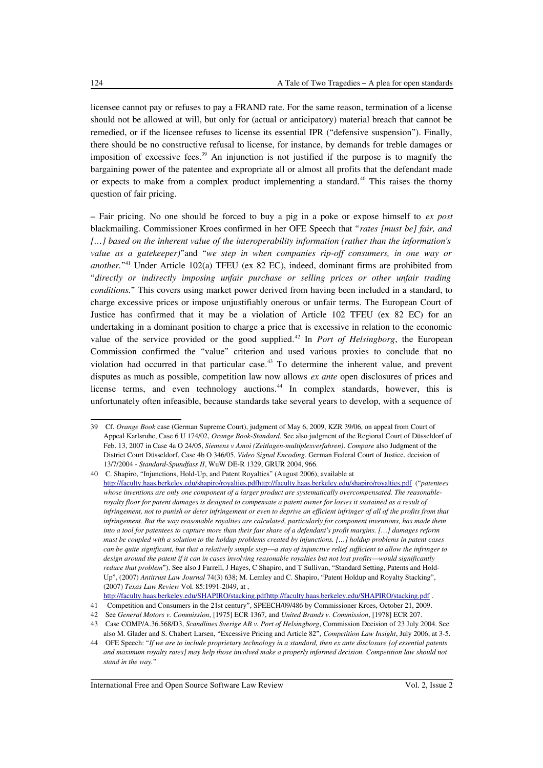licensee cannot pay or refuses to pay a FRAND rate. For the same reason, termination of a license should not be allowed at will, but only for (actual or anticipatory) material breach that cannot be remedied, or if the licensee refuses to license its essential IPR ("defensive suspension"). Finally, there should be no constructive refusal to license, for instance, by demands for treble damages or imposition of excessive fees.[39] An injunction is not justified if the purpose is to magnify the bargaining power of the patentee and expropriate all or almost all profits that the defendant made or expects to make from a complex product implementing a standard.[40] This raises the thorny question of fair pricing.

– Fair pricing. No one should be forced to buy a pig in a poke or expose himself to *ex post* blackmailing. Commissioner Kroes confirmed in her OFE Speech that "*rates [must be] fair, and […] based on the inherent value of the interoperability information (rather than the information's value as a gatekeeper)*"and "*we step in when companies rip-off consumers, in one way or another.*"[41] Under Article 102(a) TFEU (ex 82 EC), indeed, dominant firms are prohibited from "*directly or indirectly imposing unfair purchase or selling prices or other unfair trading conditions.*" This covers using market power derived from having been included in a standard, to charge excessive prices or impose unjustifiably onerous or unfair terms. The European Court of Justice has confirmed that it may be a violation of Article 102 TFEU (ex 82 EC) for an undertaking in a dominant position to charge a price that is excessive in relation to the economic value of the service provided or the good supplied.[42] In *Port of Helsingborg*, the European Commission confirmed the "value" criterion and used various proxies to conclude that no violation had occurred in that particular case.[43] To determine the inherent value, and prevent disputes as much as possible, competition law now allows *ex ante* open disclosures of prices and license terms, and even technology auctions.[44] In complex standards, however, this is unfortunately often infeasible, because standards take several years to develop, with a sequence of

---

39 Cf. *Orange Book* case (German Supreme Court), judgment of May 6, 2009, KZR 39/06, on appeal from Court of Appeal Karlsruhe, Case 6 U 174/02, *Orange Book-Standard*. See also judgment of the Regional Court of Düsseldorf of Feb. 13, 2007 in Case 4a O 24/05, *Siemens v Amoi (Zeitlagen-multiplexverfahren)*. *Compare* also Judgment of the District Court Düsseldorf, Case 4b O 346/05, *Video Signal Encoding*. German Federal Court of Justice, decision of 13/7/2004 - *Standard-Spundfass II*, WuW DE-R 1329, GRUR 2004, 966.

40 C. Shapiro, "Injunctions, Hold-Up, and Patent Royalties" (August 2006), available at http://faculty.haas.berkeley.edu/shapiro/royalties.pdfhttp://faculty.haas.berkeley.edu/shapiro/royalties.pdf ("*patentees whose inventions are only one component of a larger product are systematically overcompensated. The reasonable-royalty floor for patent damages is designed to compensate a patent owner for losses it sustained as a result of infringement, not to punish or deter infringement or even to deprive an efficient infringer of all of the profits from that infringement. But the way reasonable royalties are calculated, particularly for component inventions, has made them into a tool for patentees to capture more than their fair share of a defendant's profit margins. […] damages reform must be coupled with a solution to the holdup problems created by injunctions. […] holdup problems in patent cases can be quite significant, but that a relatively simple step—a stay of injunctive relief sufficient to allow the infringer to design around the patent if it can in cases involving reasonable royalties but not lost profits—would significantly reduce that problem*"). See also J Farrell, J Hayes, C Shapiro, and T Sullivan, "Standard Setting, Patents and Hold-Up", (2007) *Antitrust Law Journal* 74(3) 638; M. Lemley and C. Shapiro, "Patent Holdup and Royalty Stacking", (2007) *Texas Law Review* Vol. 85:1991-2049, at , http://faculty.haas.berkeley.edu/SHAPIRO/stacking.pdfhttp://faculty.haas.berkeley.edu/SHAPIRO/stacking.pdf .

41 Competition and Consumers in the 21st century", SPEECH/09/486 by Commissioner Kroes, October 21, 2009.

42 See *General Motors v. Commission*, [1975] ECR 1367, and *United Brands v. Commission*, [1978] ECR 207.

43 Case COMP/A.36.568/D3, *Scandlines Sverige AB v. Port of Helsingborg*, Commission Decision of 23 July 2004. See also M. Glader and S. Chabert Larsen, "Excessive Pricing and Article 82", *Competition Law Insight*, July 2006, at 3-5.

44 OFE Speech: "*If we are to include proprietary technology in a standard, then ex ante disclosure [of essential patents and maximum royalty rates] may help those involved make a properly informed decision. Competition law should not stand in the way.*"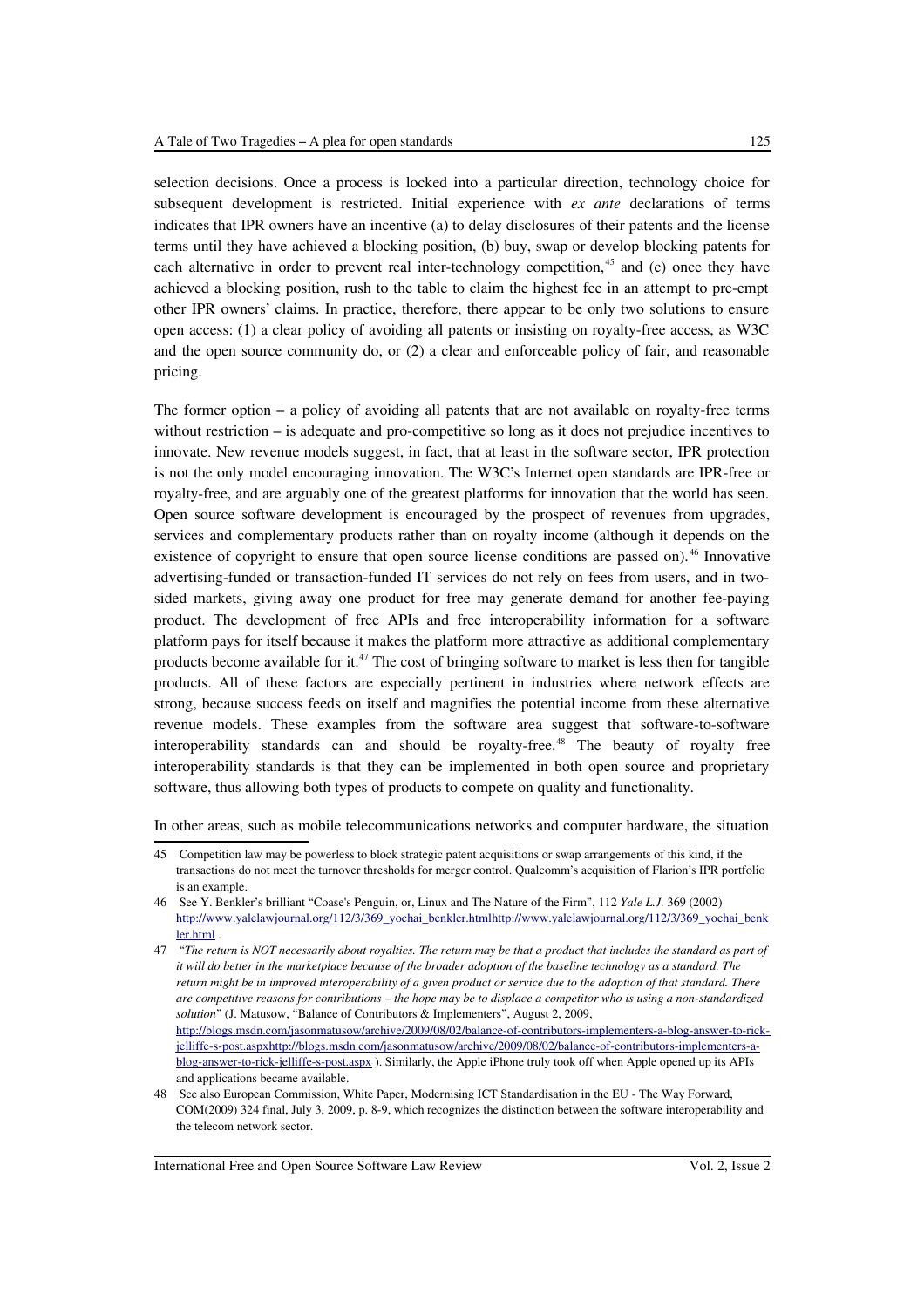selection decisions. Once a process is locked into a particular direction, technology choice for subsequent development is restricted. Initial experience with *ex ante* declarations of terms indicates that IPR owners have an incentive (a) to delay disclosures of their patents and the license terms until they have achieved a blocking position, (b) buy, swap or develop blocking patents for each alternative in order to prevent real inter-technology competition,[45] and (c) once they have achieved a blocking position, rush to the table to claim the highest fee in an attempt to pre-empt other IPR owners' claims. In practice, therefore, there appear to be only two solutions to ensure open access: (1) a clear policy of avoiding all patents or insisting on royalty-free access, as W3C and the open source community do, or (2) a clear and enforceable policy of fair, and reasonable pricing.

The former option – a policy of avoiding all patents that are not available on royalty-free terms without restriction – is adequate and pro-competitive so long as it does not prejudice incentives to innovate. New revenue models suggest, in fact, that at least in the software sector, IPR protection is not the only model encouraging innovation. The W3C's Internet open standards are IPR-free or royalty-free, and are arguably one of the greatest platforms for innovation that the world has seen. Open source software development is encouraged by the prospect of revenues from upgrades, services and complementary products rather than on royalty income (although it depends on the existence of copyright to ensure that open source license conditions are passed on).[46] Innovative advertising-funded or transaction-funded IT services do not rely on fees from users, and in two-sided markets, giving away one product for free may generate demand for another fee-paying product. The development of free APIs and free interoperability information for a software platform pays for itself because it makes the platform more attractive as additional complementary products become available for it.[47] The cost of bringing software to market is less then for tangible products. All of these factors are especially pertinent in industries where network effects are strong, because success feeds on itself and magnifies the potential income from these alternative revenue models. These examples from the software area suggest that software-to-software interoperability standards can and should be royalty-free.[48] The beauty of royalty free interoperability standards is that they can be implemented in both open source and proprietary software, thus allowing both types of products to compete on quality and functionality.

In other areas, such as mobile telecommunications networks and computer hardware, the situation

---

45 Competition law may be powerless to block strategic patent acquisitions or swap arrangements of this kind, if the transactions do not meet the turnover thresholds for merger control. Qualcomm's acquisition of Flarion's IPR portfolio is an example.

46 See Y. Benkler's brilliant "Coase's Penguin, or, Linux and The Nature of the Firm", 112 *Yale L.J.* 369 (2002) http://www.yalelawjournal.org/112/3/369_yochai_benkler.htmlhttp://www.yalelawjournal.org/112/3/369_yochai_benkler.html .

47 "*The return is NOT necessarily about royalties. The return may be that a product that includes the standard as part of it will do better in the marketplace because of the broader adoption of the baseline technology as a standard. The return might be in improved interoperability of a given product or service due to the adoption of that standard. There are competitive reasons for contributions – the hope may be to displace a competitor who is using a non-standardized solution*" (J. Matusow, "Balance of Contributors & Implementers", August 2, 2009, http://blogs.msdn.com/jasonmatusow/archive/2009/08/02/balance-of-contributors-implementers-a-blog-answer-to-rick-jelliffe-s-post.aspxhttp://blogs.msdn.com/jasonmatusow/archive/2009/08/02/balance-of-contributors-implementers-a-blog-answer-to-rick-jelliffe-s-post.aspx ). Similarly, the Apple iPhone truly took off when Apple opened up its APIs and applications became available.

48 See also European Commission, White Paper, Modernising ICT Standardisation in the EU - The Way Forward, COM(2009) 324 final, July 3, 2009, p. 8-9, which recognizes the distinction between the software interoperability and the telecom network sector.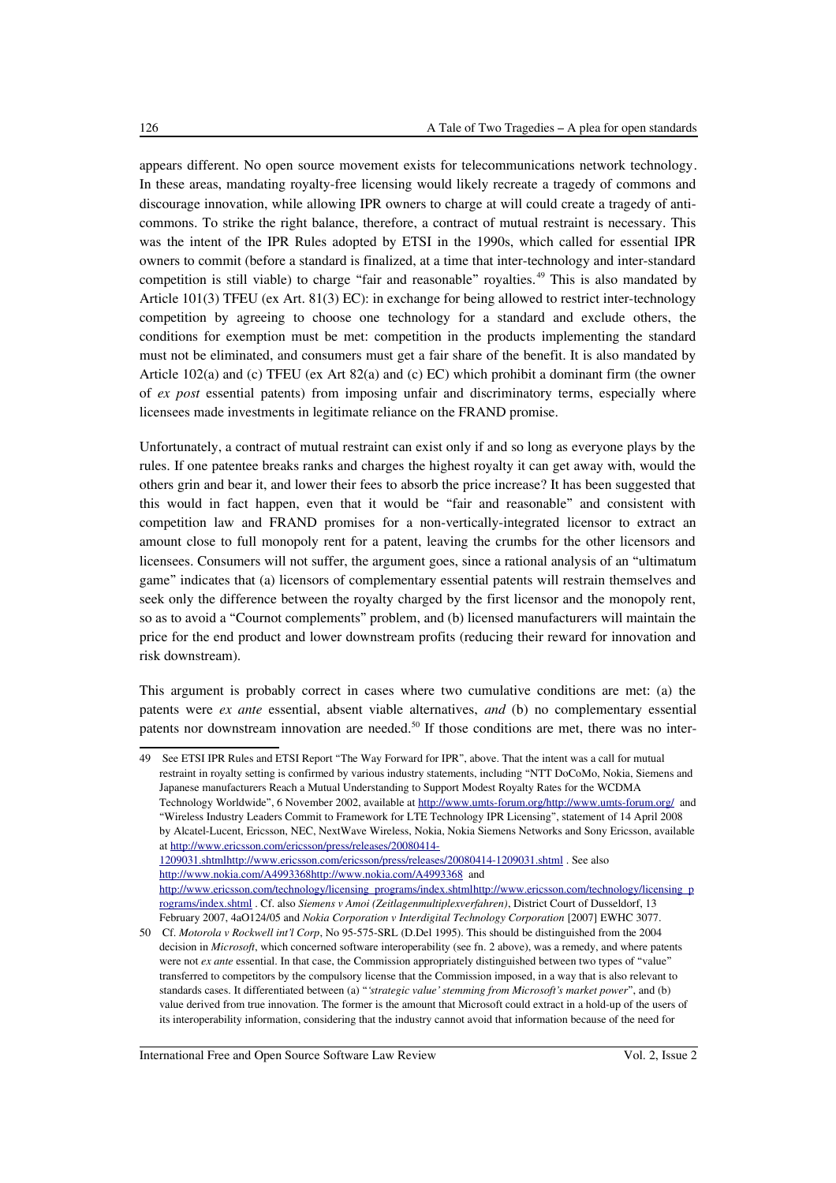appears different. No open source movement exists for telecommunications network technology. In these areas, mandating royalty-free licensing would likely recreate a tragedy of commons and discourage innovation, while allowing IPR owners to charge at will could create a tragedy of anti-commons. To strike the right balance, therefore, a contract of mutual restraint is necessary. This was the intent of the IPR Rules adopted by ETSI in the 1990s, which called for essential IPR owners to commit (before a standard is finalized, at a time that inter-technology and inter-standard competition is still viable) to charge "fair and reasonable" royalties.[49] This is also mandated by Article 101(3) TFEU (ex Art. 81(3) EC): in exchange for being allowed to restrict inter-technology competition by agreeing to choose one technology for a standard and exclude others, the conditions for exemption must be met: competition in the products implementing the standard must not be eliminated, and consumers must get a fair share of the benefit. It is also mandated by Article 102(a) and (c) TFEU (ex Art 82(a) and (c) EC) which prohibit a dominant firm (the owner of *ex post* essential patents) from imposing unfair and discriminatory terms, especially where licensees made investments in legitimate reliance on the FRAND promise.

Unfortunately, a contract of mutual restraint can exist only if and so long as everyone plays by the rules. If one patentee breaks ranks and charges the highest royalty it can get away with, would the others grin and bear it, and lower their fees to absorb the price increase? It has been suggested that this would in fact happen, even that it would be "fair and reasonable" and consistent with competition law and FRAND promises for a non-vertically-integrated licensor to extract an amount close to full monopoly rent for a patent, leaving the crumbs for the other licensors and licensees. Consumers will not suffer, the argument goes, since a rational analysis of an "ultimatum game" indicates that (a) licensors of complementary essential patents will restrain themselves and seek only the difference between the royalty charged by the first licensor and the monopoly rent, so as to avoid a "Cournot complements" problem, and (b) licensed manufacturers will maintain the price for the end product and lower downstream profits (reducing their reward for innovation and risk downstream).

This argument is probably correct in cases where two cumulative conditions are met: (a) the patents were *ex ante* essential, absent viable alternatives, *and* (b) no complementary essential patents nor downstream innovation are needed.[50] If those conditions are met, there was no inter-

---

49 See ETSI IPR Rules and ETSI Report "The Way Forward for IPR", above. That the intent was a call for mutual restraint in royalty setting is confirmed by various industry statements, including "NTT DoCoMo, Nokia, Siemens and Japanese manufacturers Reach a Mutual Understanding to Support Modest Royalty Rates for the WCDMA Technology Worldwide", 6 November 2002, available at http://www.umts-forum.org/http://www.umts-forum.org/ and "Wireless Industry Leaders Commit to Framework for LTE Technology IPR Licensing", statement of 14 April 2008 by Alcatel-Lucent, Ericsson, NEC, NextWave Wireless, Nokia, Nokia Siemens Networks and Sony Ericsson, available at http://www.ericsson.com/ericsson/press/releases/20080414-1209031.shtmlhttp://www.ericsson.com/ericsson/press/releases/20080414-1209031.shtml . See also http://www.nokia.com/A4993368http://www.nokia.com/A4993368 and http://www.ericsson.com/technology/licensing_programs/index.shtmlhttp://www.ericsson.com/technology/licensing_programs/index.shtml . Cf. also *Siemens v Amoi (Zeitlagenmultiplexverfahren)*, District Court of Dusseldorf, 13 February 2007, 4aO124/05 and *Nokia Corporation v Interdigital Technology Corporation* [2007] EWHC 3077.

50 Cf. *Motorola v Rockwell int'l Corp*, No 95-575-SRL (D.Del 1995). This should be distinguished from the 2004 decision in *Microsoft*, which concerned software interoperability (see fn. 2 above), was a remedy, and where patents were not *ex ante* essential. In that case, the Commission appropriately distinguished between two types of "value" transferred to competitors by the compulsory license that the Commission imposed, in a way that is also relevant to standards cases. It differentiated between (a) "*'strategic value' stemming from Microsoft's market power*", and (b) value derived from true innovation. The former is the amount that Microsoft could extract in a hold-up of the users of its interoperability information, considering that the industry cannot avoid that information because of the need for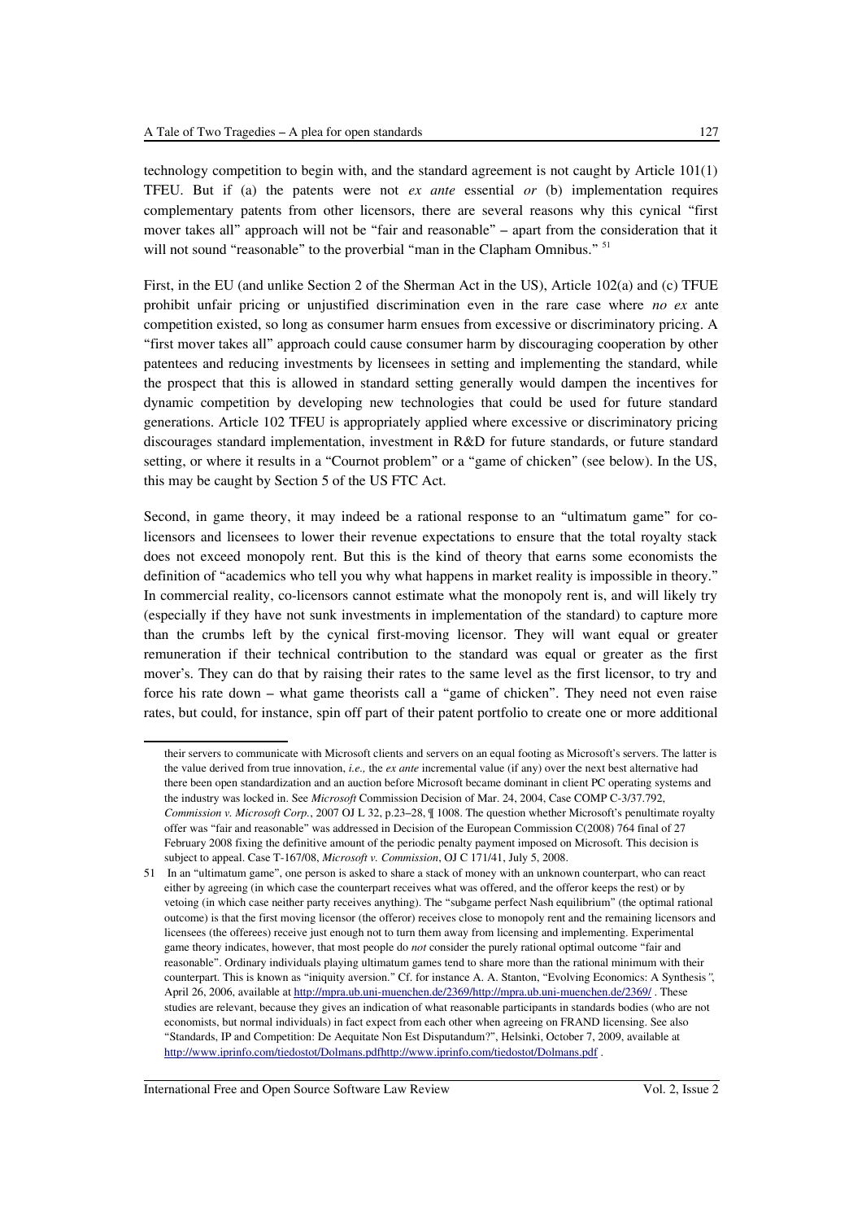technology competition to begin with, and the standard agreement is not caught by Article 101(1) TFEU. But if (a) the patents were not *ex ante* essential *or* (b) implementation requires complementary patents from other licensors, there are several reasons why this cynical "first mover takes all" approach will not be "fair and reasonable" – apart from the consideration that it will not sound "reasonable" to the proverbial "man in the Clapham Omnibus." [51]

First, in the EU (and unlike Section 2 of the Sherman Act in the US), Article 102(a) and (c) TFUE prohibit unfair pricing or unjustified discrimination even in the rare case where *no ex* ante competition existed, so long as consumer harm ensues from excessive or discriminatory pricing. A "first mover takes all" approach could cause consumer harm by discouraging cooperation by other patentees and reducing investments by licensees in setting and implementing the standard, while the prospect that this is allowed in standard setting generally would dampen the incentives for dynamic competition by developing new technologies that could be used for future standard generations. Article 102 TFEU is appropriately applied where excessive or discriminatory pricing discourages standard implementation, investment in R&D for future standards, or future standard setting, or where it results in a "Cournot problem" or a "game of chicken" (see below). In the US, this may be caught by Section 5 of the US FTC Act.

Second, in game theory, it may indeed be a rational response to an "ultimatum game" for co-licensors and licensees to lower their revenue expectations to ensure that the total royalty stack does not exceed monopoly rent. But this is the kind of theory that earns some economists the definition of "academics who tell you why what happens in market reality is impossible in theory." In commercial reality, co-licensors cannot estimate what the monopoly rent is, and will likely try (especially if they have not sunk investments in implementation of the standard) to capture more than the crumbs left by the cynical first-moving licensor. They will want equal or greater remuneration if their technical contribution to the standard was equal or greater as the first mover's. They can do that by raising their rates to the same level as the first licensor, to try and force his rate down – what game theorists call a "game of chicken". They need not even raise rates, but could, for instance, spin off part of their patent portfolio to create one or more additional

---

their servers to communicate with Microsoft clients and servers on an equal footing as Microsoft's servers. The latter is the value derived from true innovation, *i.e.,* the *ex ante* incremental value (if any) over the next best alternative had there been open standardization and an auction before Microsoft became dominant in client PC operating systems and the industry was locked in. See *Microsoft* Commission Decision of Mar. 24, 2004, Case COMP C-3/37.792, *Commission v. Microsoft Corp.*, 2007 OJ L 32, p.23–28, ¶ 1008. The question whether Microsoft's penultimate royalty offer was "fair and reasonable" was addressed in Decision of the European Commission C(2008) 764 final of 27 February 2008 fixing the definitive amount of the periodic penalty payment imposed on Microsoft. This decision is subject to appeal. Case T-167/08, *Microsoft v. Commission*, OJ C 171/41, July 5, 2008.

[51] In an "ultimatum game", one person is asked to share a stack of money with an unknown counterpart, who can react either by agreeing (in which case the counterpart receives what was offered, and the offeror keeps the rest) or by vetoing (in which case neither party receives anything). The "subgame perfect Nash equilibrium" (the optimal rational outcome) is that the first moving licensor (the offeror) receives close to monopoly rent and the remaining licensors and licensees (the offerees) receive just enough not to turn them away from licensing and implementing. Experimental game theory indicates, however, that most people do *not* consider the purely rational optimal outcome "fair and reasonable". Ordinary individuals playing ultimatum games tend to share more than the rational minimum with their counterpart. This is known as "iniquity aversion." Cf. for instance A. A. Stanton, "Evolving Economics: A Synthesis*"*, April 26, 2006, available at http://mpra.ub.uni-muenchen.de/2369/http://mpra.ub.uni-muenchen.de/2369/ . These studies are relevant, because they gives an indication of what reasonable participants in standards bodies (who are not economists, but normal individuals) in fact expect from each other when agreeing on FRAND licensing. See also "Standards, IP and Competition: De Aequitate Non Est Disputandum?", Helsinki, October 7, 2009, available at http://www.iprinfo.com/tiedostot/Dolmans.pdfhttp://www.iprinfo.com/tiedostot/Dolmans.pdf .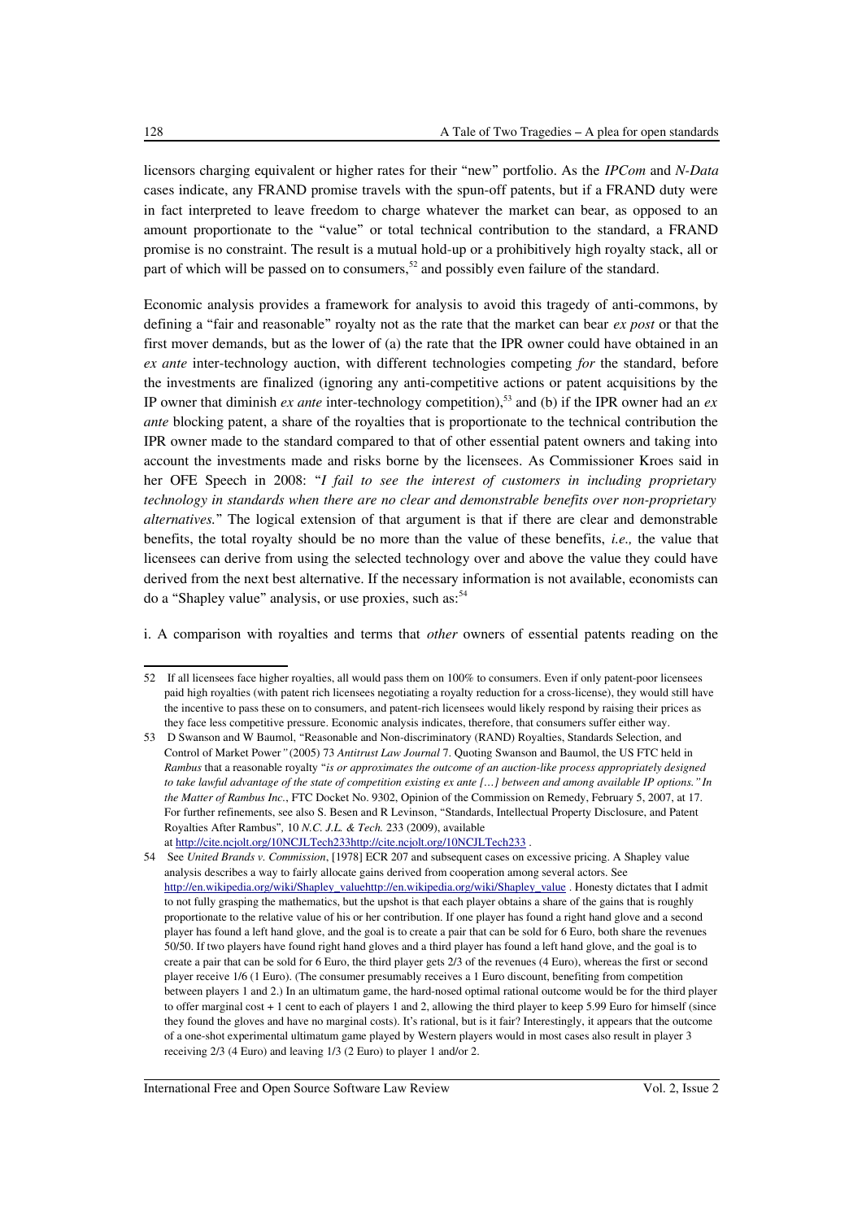licensors charging equivalent or higher rates for their "new" portfolio. As the *IPCom* and *N-Data* cases indicate, any FRAND promise travels with the spun-off patents, but if a FRAND duty were in fact interpreted to leave freedom to charge whatever the market can bear, as opposed to an amount proportionate to the "value" or total technical contribution to the standard, a FRAND promise is no constraint. The result is a mutual hold-up or a prohibitively high royalty stack, all or part of which will be passed on to consumers,[52] and possibly even failure of the standard.

Economic analysis provides a framework for analysis to avoid this tragedy of anti-commons, by defining a "fair and reasonable" royalty not as the rate that the market can bear *ex post* or that the first mover demands, but as the lower of (a) the rate that the IPR owner could have obtained in an *ex ante* inter-technology auction, with different technologies competing *for* the standard, before the investments are finalized (ignoring any anti-competitive actions or patent acquisitions by the IP owner that diminish *ex ante* inter-technology competition),[53] and (b) if the IPR owner had an *ex ante* blocking patent, a share of the royalties that is proportionate to the technical contribution the IPR owner made to the standard compared to that of other essential patent owners and taking into account the investments made and risks borne by the licensees. As Commissioner Kroes said in her OFE Speech in 2008: "*I fail to see the interest of customers in including proprietary technology in standards when there are no clear and demonstrable benefits over non-proprietary alternatives.*" The logical extension of that argument is that if there are clear and demonstrable benefits, the total royalty should be no more than the value of these benefits, *i.e.,* the value that licensees can derive from using the selected technology over and above the value they could have derived from the next best alternative. If the necessary information is not available, economists can do a "Shapley value" analysis, or use proxies, such as:[54]

i. A comparison with royalties and terms that *other* owners of essential patents reading on the

---

52 If all licensees face higher royalties, all would pass them on 100% to consumers. Even if only patent-poor licensees paid high royalties (with patent rich licensees negotiating a royalty reduction for a cross-license), they would still have the incentive to pass these on to consumers, and patent-rich licensees would likely respond by raising their prices as they face less competitive pressure. Economic analysis indicates, therefore, that consumers suffer either way.

53 D Swanson and W Baumol, "Reasonable and Non-discriminatory (RAND) Royalties, Standards Selection, and Control of Market Power*"* (2005) 73 *Antitrust Law Journal* 7. Quoting Swanson and Baumol, the US FTC held in *Rambus* that a reasonable royalty "*is or approximates the outcome of an auction-like process appropriately designed to take lawful advantage of the state of competition existing ex ante […] between and among available IP options." In the Matter of Rambus Inc.*, FTC Docket No. 9302, Opinion of the Commission on Remedy, February 5, 2007, at 17. For further refinements, see also S. Besen and R Levinson, "Standards, Intellectual Property Disclosure, and Patent Royalties After Rambus"*,* 10 *N.C. J.L. & Tech.* 233 (2009), available at http://cite.ncjolt.org/10NCJLTech233http://cite.ncjolt.org/10NCJLTech233 .

54 See *United Brands v. Commission*, [1978] ECR 207 and subsequent cases on excessive pricing. A Shapley value analysis describes a way to fairly allocate gains derived from cooperation among several actors. See http://en.wikipedia.org/wiki/Shapley_valuehttp://en.wikipedia.org/wiki/Shapley_value . Honesty dictates that I admit to not fully grasping the mathematics, but the upshot is that each player obtains a share of the gains that is roughly proportionate to the relative value of his or her contribution. If one player has found a right hand glove and a second player has found a left hand glove, and the goal is to create a pair that can be sold for 6 Euro, both share the revenues 50/50. If two players have found right hand gloves and a third player has found a left hand glove, and the goal is to create a pair that can be sold for 6 Euro, the third player gets 2/3 of the revenues (4 Euro), whereas the first or second player receive 1/6 (1 Euro). (The consumer presumably receives a 1 Euro discount, benefiting from competition between players 1 and 2.) In an ultimatum game, the hard-nosed optimal rational outcome would be for the third player to offer marginal cost + 1 cent to each of players 1 and 2, allowing the third player to keep 5.99 Euro for himself (since they found the gloves and have no marginal costs). It's rational, but is it fair? Interestingly, it appears that the outcome of a one-shot experimental ultimatum game played by Western players would in most cases also result in player 3 receiving 2/3 (4 Euro) and leaving 1/3 (2 Euro) to player 1 and/or 2.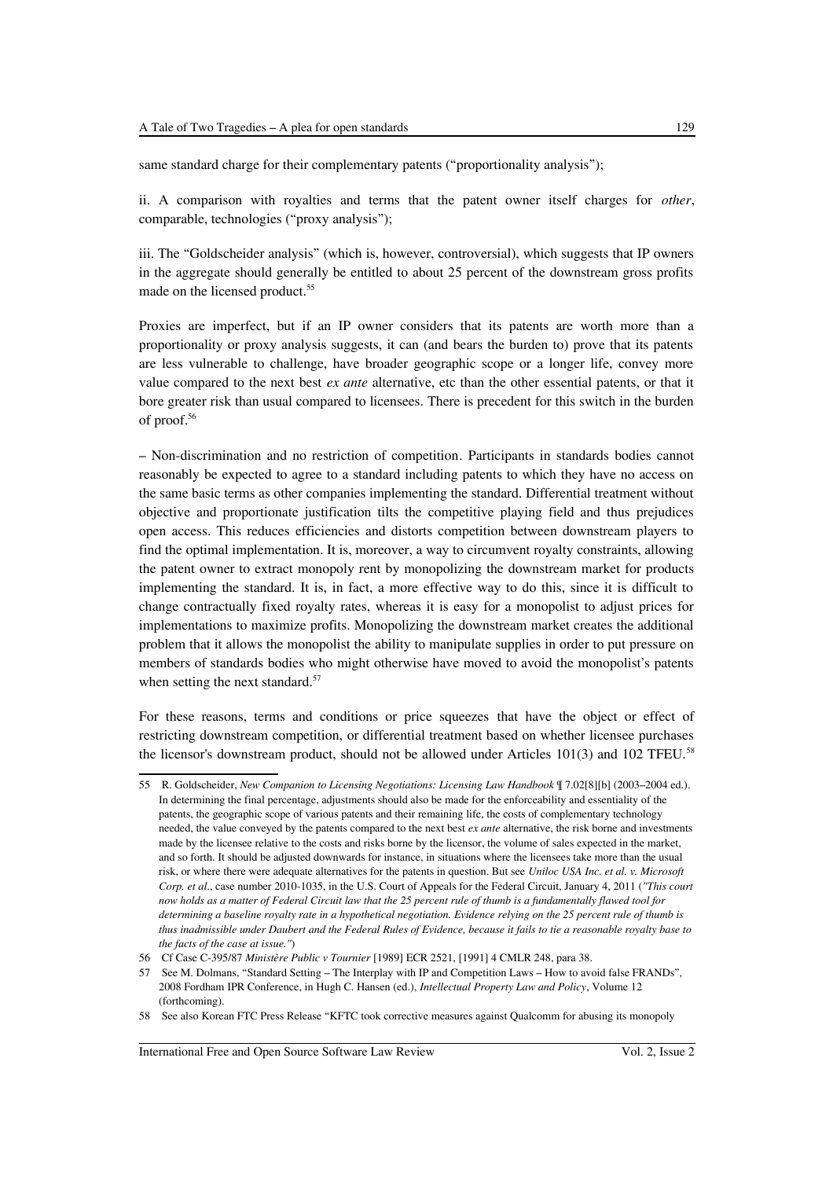same standard charge for their complementary patents ("proportionality analysis");

ii. A comparison with royalties and terms that the patent owner itself charges for *other*, comparable, technologies ("proxy analysis");

iii. The "Goldscheider analysis" (which is, however, controversial), which suggests that IP owners in the aggregate should generally be entitled to about 25 percent of the downstream gross profits made on the licensed product.[55]

Proxies are imperfect, but if an IP owner considers that its patents are worth more than a proportionality or proxy analysis suggests, it can (and bears the burden to) prove that its patents are less vulnerable to challenge, have broader geographic scope or a longer life, convey more value compared to the next best *ex ante* alternative, etc than the other essential patents, or that it bore greater risk than usual compared to licensees. There is precedent for this switch in the burden of proof.[56]

– Non-discrimination and no restriction of competition. Participants in standards bodies cannot reasonably be expected to agree to a standard including patents to which they have no access on the same basic terms as other companies implementing the standard. Differential treatment without objective and proportionate justification tilts the competitive playing field and thus prejudices open access. This reduces efficiencies and distorts competition between downstream players to find the optimal implementation. It is, moreover, a way to circumvent royalty constraints, allowing the patent owner to extract monopoly rent by monopolizing the downstream market for products implementing the standard. It is, in fact, a more effective way to do this, since it is difficult to change contractually fixed royalty rates, whereas it is easy for a monopolist to adjust prices for implementations to maximize profits. Monopolizing the downstream market creates the additional problem that it allows the monopolist the ability to manipulate supplies in order to put pressure on members of standards bodies who might otherwise have moved to avoid the monopolist's patents when setting the next standard.[57]

For these reasons, terms and conditions or price squeezes that have the object or effect of restricting downstream competition, or differential treatment based on whether licensee purchases the licensor's downstream product, should not be allowed under Articles 101(3) and 102 TFEU.[58]

---

55 R. Goldscheider, *New Companion to Licensing Negotiations: Licensing Law Handbook* ¶ 7.02[8][b] (2003–2004 ed.). In determining the final percentage, adjustments should also be made for the enforceability and essentiality of the patents, the geographic scope of various patents and their remaining life, the costs of complementary technology needed, the value conveyed by the patents compared to the next best *ex ante* alternative, the risk borne and investments made by the licensee relative to the costs and risks borne by the licensor, the volume of sales expected in the market, and so forth. It should be adjusted downwards for instance, in situations where the licensees take more than the usual risk, or where there were adequate alternatives for the patents in question. But see *Uniloc USA Inc. et al. v. Microsoft Corp. et al.*, case number 2010-1035, in the U.S. Court of Appeals for the Federal Circuit, January 4, 2011 (*"This court now holds as a matter of Federal Circuit law that the 25 percent rule of thumb is a fundamentally flawed tool for determining a baseline royalty rate in a hypothetical negotiation. Evidence relying on the 25 percent rule of thumb is thus inadmissible under Daubert and the Federal Rules of Evidence, because it fails to tie a reasonable royalty base to the facts of the case at issue."*)

56 Cf Case C-395/87 *Ministère Public v Tournier* [1989] ECR 2521, [1991] 4 CMLR 248, para 38.

57 See M. Dolmans, "Standard Setting – The Interplay with IP and Competition Laws – How to avoid false FRANDs", 2008 Fordham IPR Conference, in Hugh C. Hansen (ed.), *Intellectual Property Law and Policy*, Volume 12 (forthcoming).

58 See also Korean FTC Press Release "KFTC took corrective measures against Qualcomm for abusing its monopoly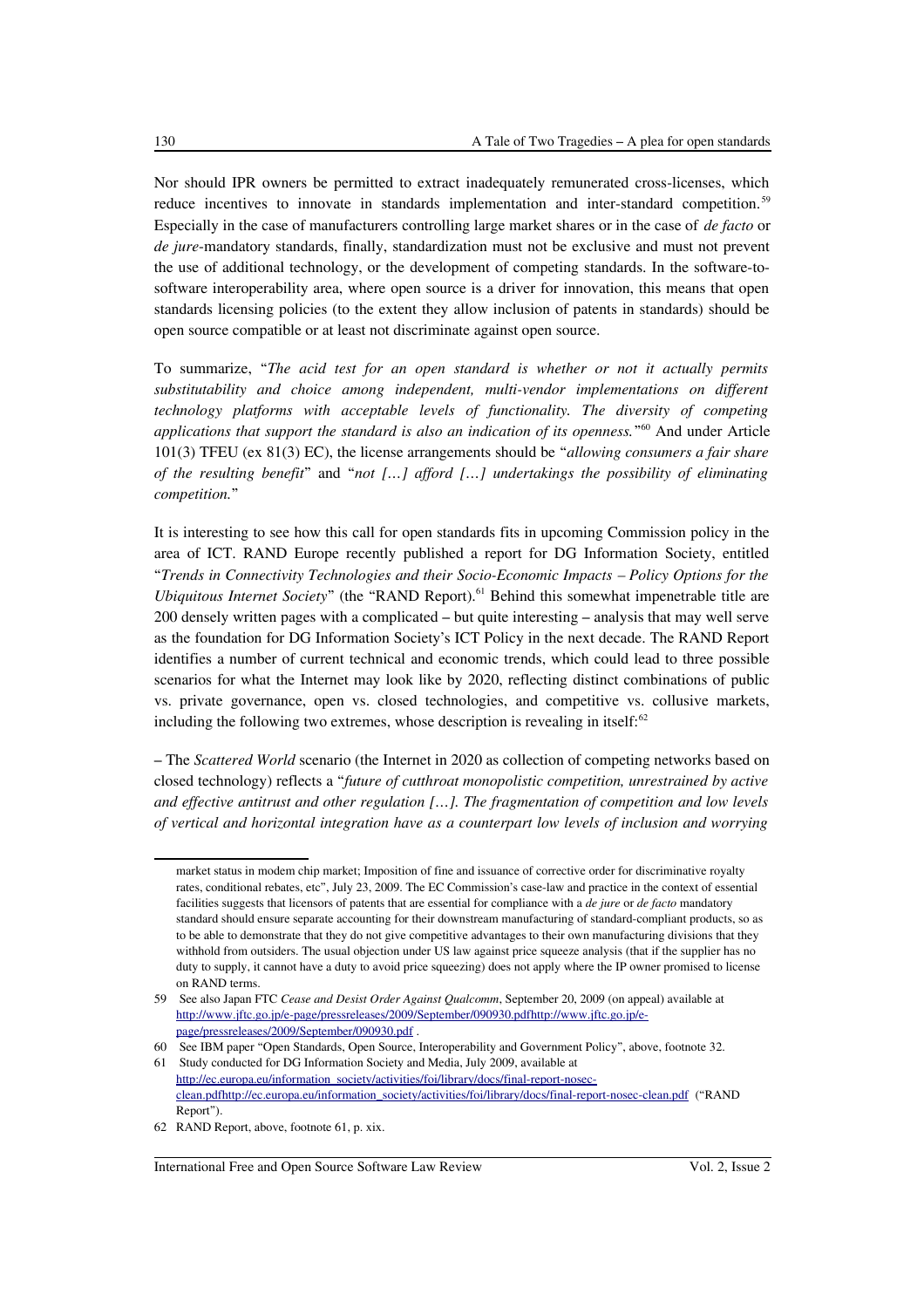Nor should IPR owners be permitted to extract inadequately remunerated cross-licenses, which reduce incentives to innovate in standards implementation and inter-standard competition.[59] Especially in the case of manufacturers controlling large market shares or in the case of *de facto* or *de jure*-mandatory standards, finally, standardization must not be exclusive and must not prevent the use of additional technology, or the development of competing standards. In the software-to-software interoperability area, where open source is a driver for innovation, this means that open standards licensing policies (to the extent they allow inclusion of patents in standards) should be open source compatible or at least not discriminate against open source.

To summarize, "*The acid test for an open standard is whether or not it actually permits substitutability and choice among independent, multi-vendor implementations on different technology platforms with acceptable levels of functionality. The diversity of competing applications that support the standard is also an indication of its openness.*"[60] And under Article 101(3) TFEU (ex 81(3) EC), the license arrangements should be "*allowing consumers a fair share of the resulting benefit*" and "*not […] afford […] undertakings the possibility of eliminating competition.*"

It is interesting to see how this call for open standards fits in upcoming Commission policy in the area of ICT. RAND Europe recently published a report for DG Information Society, entitled "*Trends in Connectivity Technologies and their Socio-Economic Impacts – Policy Options for the Ubiquitous Internet Society*" (the "RAND Report).[61] Behind this somewhat impenetrable title are 200 densely written pages with a complicated – but quite interesting – analysis that may well serve as the foundation for DG Information Society's ICT Policy in the next decade. The RAND Report identifies a number of current technical and economic trends, which could lead to three possible scenarios for what the Internet may look like by 2020, reflecting distinct combinations of public vs. private governance, open vs. closed technologies, and competitive vs. collusive markets, including the following two extremes, whose description is revealing in itself:[62]

– The *Scattered World* scenario (the Internet in 2020 as collection of competing networks based on closed technology) reflects a "*future of cutthroat monopolistic competition, unrestrained by active and effective antitrust and other regulation […]. The fragmentation of competition and low levels of vertical and horizontal integration have as a counterpart low levels of inclusion and worrying*

---

market status in modem chip market; Imposition of fine and issuance of corrective order for discriminative royalty rates, conditional rebates, etc", July 23, 2009. The EC Commission's case-law and practice in the context of essential facilities suggests that licensors of patents that are essential for compliance with a *de jure* or *de facto* mandatory standard should ensure separate accounting for their downstream manufacturing of standard-compliant products, so as to be able to demonstrate that they do not give competitive advantages to their own manufacturing divisions that they withhold from outsiders. The usual objection under US law against price squeeze analysis (that if the supplier has no duty to supply, it cannot have a duty to avoid price squeezing) does not apply where the IP owner promised to license on RAND terms.

59 See also Japan FTC *Cease and Desist Order Against Qualcomm*, September 20, 2009 (on appeal) available at http://www.jftc.go.jp/e-page/pressreleases/2009/September/090930.pdfhttp://www.jftc.go.jp/e-page/pressreleases/2009/September/090930.pdf .

60 See IBM paper "Open Standards, Open Source, Interoperability and Government Policy", above, footnote 32.

61 Study conducted for DG Information Society and Media, July 2009, available at http://ec.europa.eu/information_society/activities/foi/library/docs/final-report-nosec-clean.pdfhttp://ec.europa.eu/information_society/activities/foi/library/docs/final-report-nosec-clean.pdf ("RAND Report").

62 RAND Report, above, footnote 61, p. xix.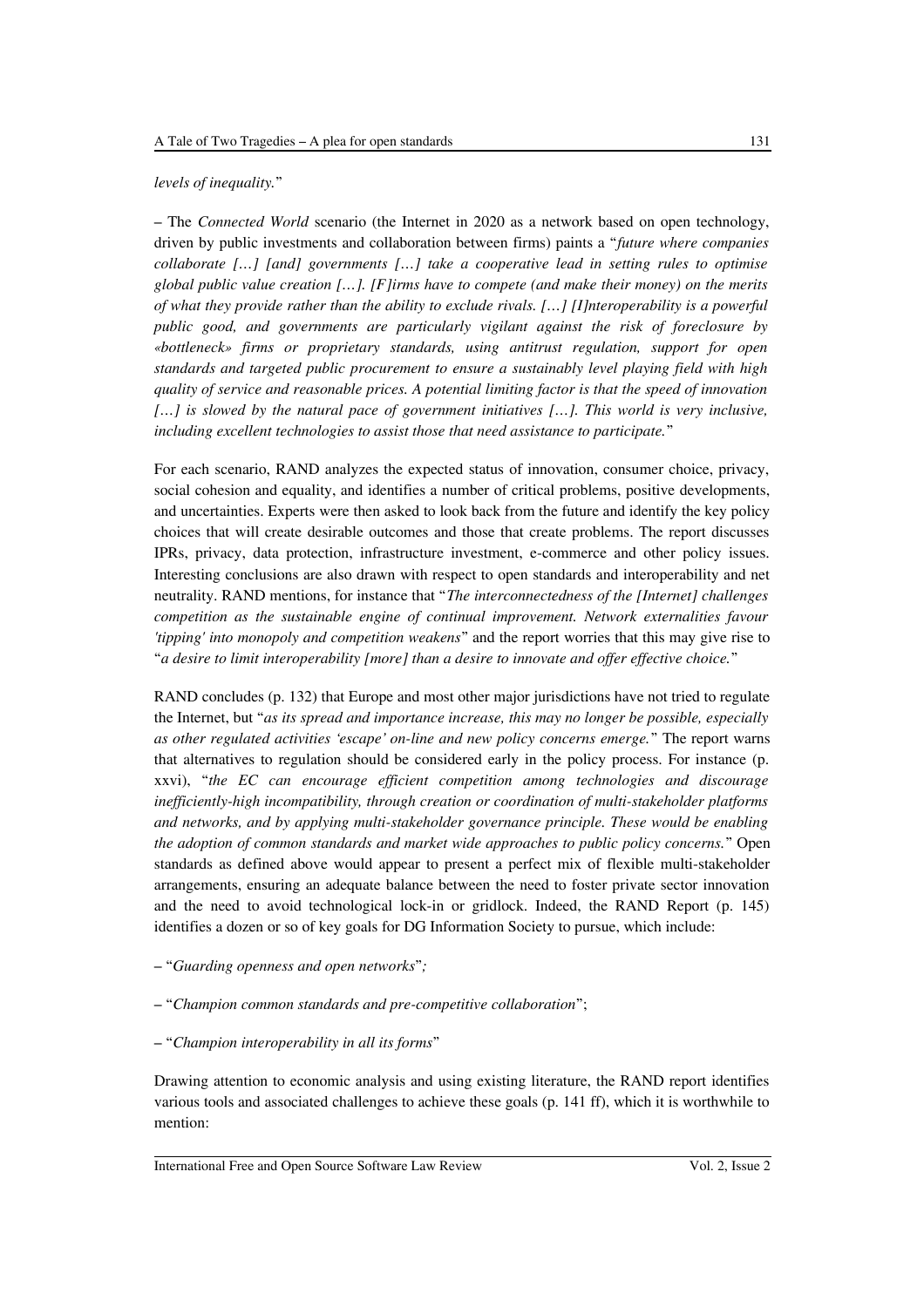*levels of inequality.*"

– The *Connected World* scenario (the Internet in 2020 as a network based on open technology, driven by public investments and collaboration between firms) paints a "*future where companies collaborate […] [and] governments […] take a cooperative lead in setting rules to optimise global public value creation […]. [F]irms have to compete (and make their money) on the merits of what they provide rather than the ability to exclude rivals. […] [I]nteroperability is a powerful public good, and governments are particularly vigilant against the risk of foreclosure by «bottleneck» firms or proprietary standards, using antitrust regulation, support for open standards and targeted public procurement to ensure a sustainably level playing field with high quality of service and reasonable prices. A potential limiting factor is that the speed of innovation […] is slowed by the natural pace of government initiatives […]. This world is very inclusive, including excellent technologies to assist those that need assistance to participate.*"

For each scenario, RAND analyzes the expected status of innovation, consumer choice, privacy, social cohesion and equality, and identifies a number of critical problems, positive developments, and uncertainties. Experts were then asked to look back from the future and identify the key policy choices that will create desirable outcomes and those that create problems. The report discusses IPRs, privacy, data protection, infrastructure investment, e-commerce and other policy issues. Interesting conclusions are also drawn with respect to open standards and interoperability and net neutrality. RAND mentions, for instance that "*The interconnectedness of the [Internet] challenges competition as the sustainable engine of continual improvement. Network externalities favour 'tipping' into monopoly and competition weakens*" and the report worries that this may give rise to "*a desire to limit interoperability [more] than a desire to innovate and offer effective choice.*"

RAND concludes (p. 132) that Europe and most other major jurisdictions have not tried to regulate the Internet, but "*as its spread and importance increase, this may no longer be possible, especially as other regulated activities 'escape' on-line and new policy concerns emerge.*" The report warns that alternatives to regulation should be considered early in the policy process. For instance (p. xxvi), "*the EC can encourage efficient competition among technologies and discourage inefficiently-high incompatibility, through creation or coordination of multi-stakeholder platforms and networks, and by applying multi-stakeholder governance principle. These would be enabling the adoption of common standards and market wide approaches to public policy concerns.*" Open standards as defined above would appear to present a perfect mix of flexible multi-stakeholder arrangements, ensuring an adequate balance between the need to foster private sector innovation and the need to avoid technological lock-in or gridlock. Indeed, the RAND Report (p. 145) identifies a dozen or so of key goals for DG Information Society to pursue, which include:

– "*Guarding openness and open networks*"*;*

– "*Champion common standards and pre-competitive collaboration*";

– "*Champion interoperability in all its forms*"

Drawing attention to economic analysis and using existing literature, the RAND report identifies various tools and associated challenges to achieve these goals (p. 141 ff), which it is worthwhile to mention: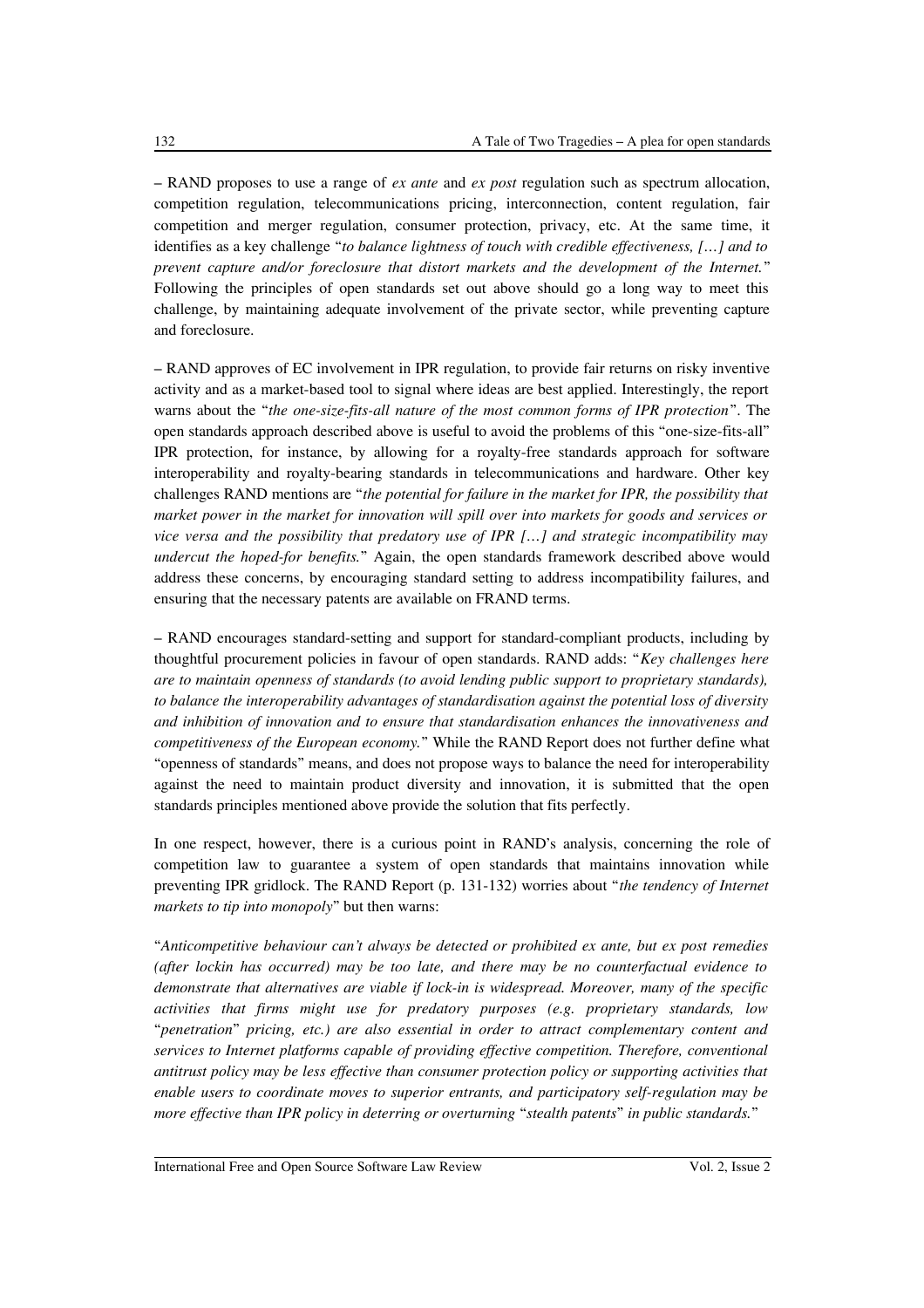– RAND proposes to use a range of *ex ante* and *ex post* regulation such as spectrum allocation, competition regulation, telecommunications pricing, interconnection, content regulation, fair competition and merger regulation, consumer protection, privacy, etc. At the same time, it identifies as a key challenge "*to balance lightness of touch with credible effectiveness, […] and to prevent capture and/or foreclosure that distort markets and the development of the Internet.*" Following the principles of open standards set out above should go a long way to meet this challenge, by maintaining adequate involvement of the private sector, while preventing capture and foreclosure.

– RAND approves of EC involvement in IPR regulation, to provide fair returns on risky inventive activity and as a market-based tool to signal where ideas are best applied. Interestingly, the report warns about the "*the one-size-fits-all nature of the most common forms of IPR protection*". The open standards approach described above is useful to avoid the problems of this "one-size-fits-all" IPR protection, for instance, by allowing for a royalty-free standards approach for software interoperability and royalty-bearing standards in telecommunications and hardware. Other key challenges RAND mentions are "*the potential for failure in the market for IPR, the possibility that market power in the market for innovation will spill over into markets for goods and services or vice versa and the possibility that predatory use of IPR […] and strategic incompatibility may undercut the hoped-for benefits.*" Again, the open standards framework described above would address these concerns, by encouraging standard setting to address incompatibility failures, and ensuring that the necessary patents are available on FRAND terms.

– RAND encourages standard-setting and support for standard-compliant products, including by thoughtful procurement policies in favour of open standards. RAND adds: "*Key challenges here are to maintain openness of standards (to avoid lending public support to proprietary standards), to balance the interoperability advantages of standardisation against the potential loss of diversity and inhibition of innovation and to ensure that standardisation enhances the innovativeness and competitiveness of the European economy.*" While the RAND Report does not further define what "openness of standards" means, and does not propose ways to balance the need for interoperability against the need to maintain product diversity and innovation, it is submitted that the open standards principles mentioned above provide the solution that fits perfectly.

In one respect, however, there is a curious point in RAND's analysis, concerning the role of competition law to guarantee a system of open standards that maintains innovation while preventing IPR gridlock. The RAND Report (p. 131-132) worries about "*the tendency of Internet markets to tip into monopoly*" but then warns:

"*Anticompetitive behaviour can't always be detected or prohibited ex ante, but ex post remedies (after lockin has occurred) may be too late, and there may be no counterfactual evidence to demonstrate that alternatives are viable if lock-in is widespread. Moreover, many of the specific activities that firms might use for predatory purposes (e.g. proprietary standards, low "penetration" pricing, etc.) are also essential in order to attract complementary content and services to Internet platforms capable of providing effective competition. Therefore, conventional antitrust policy may be less effective than consumer protection policy or supporting activities that enable users to coordinate moves to superior entrants, and participatory self-regulation may be more effective than IPR policy in deterring or overturning "stealth patents" in public standards.*"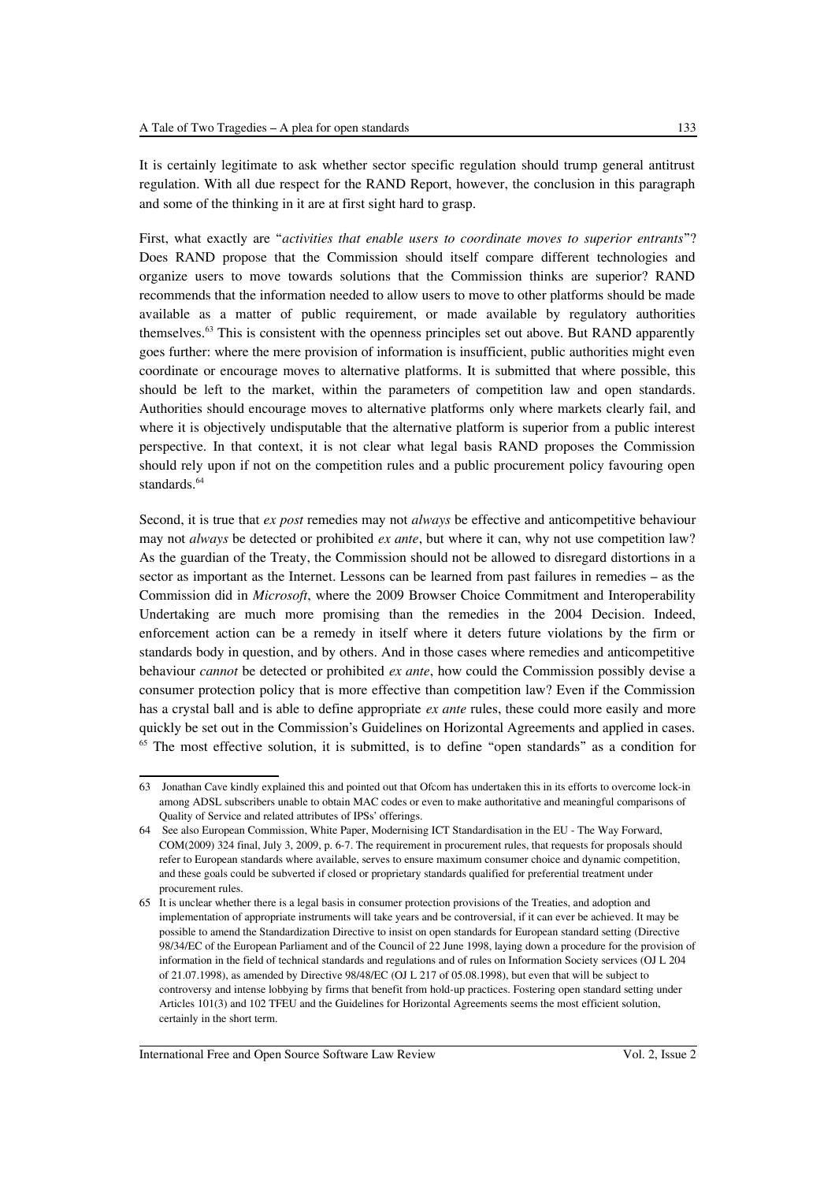It is certainly legitimate to ask whether sector specific regulation should trump general antitrust regulation. With all due respect for the RAND Report, however, the conclusion in this paragraph and some of the thinking in it are at first sight hard to grasp.

First, what exactly are "*activities that enable users to coordinate moves to superior entrants*"? Does RAND propose that the Commission should itself compare different technologies and organize users to move towards solutions that the Commission thinks are superior? RAND recommends that the information needed to allow users to move to other platforms should be made available as a matter of public requirement, or made available by regulatory authorities themselves.[63] This is consistent with the openness principles set out above. But RAND apparently goes further: where the mere provision of information is insufficient, public authorities might even coordinate or encourage moves to alternative platforms. It is submitted that where possible, this should be left to the market, within the parameters of competition law and open standards. Authorities should encourage moves to alternative platforms only where markets clearly fail, and where it is objectively undisputable that the alternative platform is superior from a public interest perspective. In that context, it is not clear what legal basis RAND proposes the Commission should rely upon if not on the competition rules and a public procurement policy favouring open standards.[64]

Second, it is true that *ex post* remedies may not *always* be effective and anticompetitive behaviour may not *always* be detected or prohibited *ex ante*, but where it can, why not use competition law? As the guardian of the Treaty, the Commission should not be allowed to disregard distortions in a sector as important as the Internet. Lessons can be learned from past failures in remedies – as the Commission did in *Microsoft*, where the 2009 Browser Choice Commitment and Interoperability Undertaking are much more promising than the remedies in the 2004 Decision. Indeed, enforcement action can be a remedy in itself where it deters future violations by the firm or standards body in question, and by others. And in those cases where remedies and anticompetitive behaviour *cannot* be detected or prohibited *ex ante*, how could the Commission possibly devise a consumer protection policy that is more effective than competition law? Even if the Commission has a crystal ball and is able to define appropriate *ex ante* rules, these could more easily and more quickly be set out in the Commission's Guidelines on Horizontal Agreements and applied in cases.[65] The most effective solution, it is submitted, is to define "open standards" as a condition for

---

63 Jonathan Cave kindly explained this and pointed out that Ofcom has undertaken this in its efforts to overcome lock-in among ADSL subscribers unable to obtain MAC codes or even to make authoritative and meaningful comparisons of Quality of Service and related attributes of IPSs' offerings.

64 See also European Commission, White Paper, Modernising ICT Standardisation in the EU - The Way Forward, COM(2009) 324 final, July 3, 2009, p. 6-7. The requirement in procurement rules, that requests for proposals should refer to European standards where available, serves to ensure maximum consumer choice and dynamic competition, and these goals could be subverted if closed or proprietary standards qualified for preferential treatment under procurement rules.

65 It is unclear whether there is a legal basis in consumer protection provisions of the Treaties, and adoption and implementation of appropriate instruments will take years and be controversial, if it can ever be achieved. It may be possible to amend the Standardization Directive to insist on open standards for European standard setting (Directive 98/34/EC of the European Parliament and of the Council of 22 June 1998, laying down a procedure for the provision of information in the field of technical standards and regulations and of rules on Information Society services (OJ L 204 of 21.07.1998), as amended by Directive 98/48/EC (OJ L 217 of 05.08.1998), but even that will be subject to controversy and intense lobbying by firms that benefit from hold-up practices. Fostering open standard setting under Articles 101(3) and 102 TFEU and the Guidelines for Horizontal Agreements seems the most efficient solution, certainly in the short term.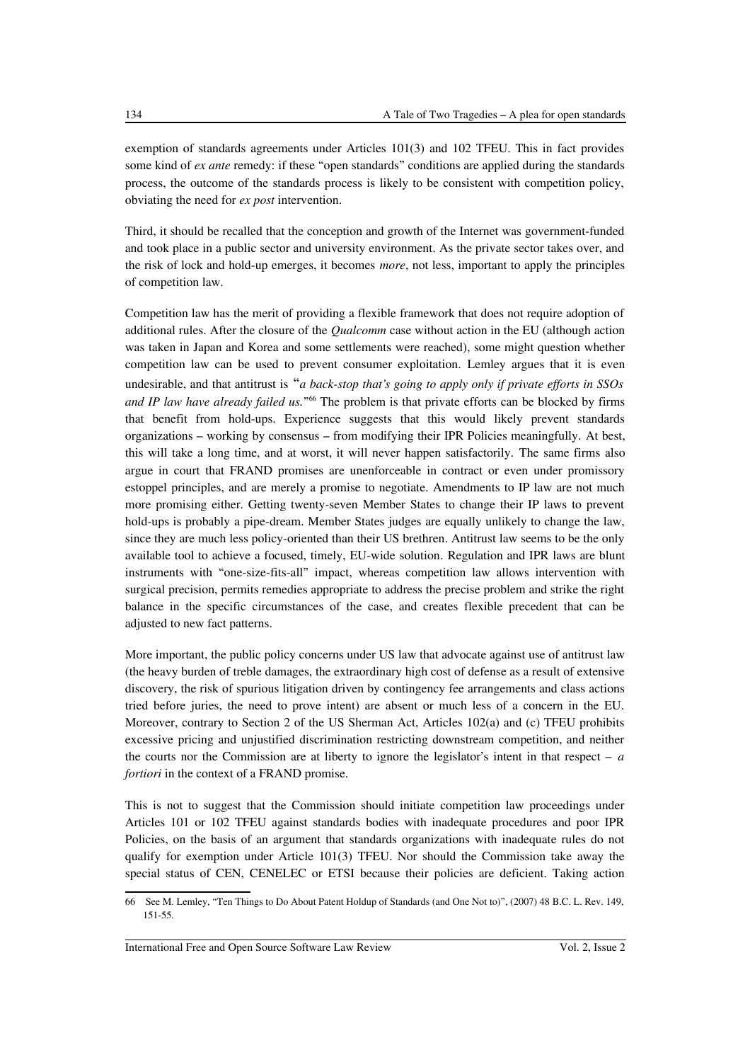exemption of standards agreements under Articles 101(3) and 102 TFEU. This in fact provides some kind of *ex ante* remedy: if these "open standards" conditions are applied during the standards process, the outcome of the standards process is likely to be consistent with competition policy, obviating the need for *ex post* intervention.

Third, it should be recalled that the conception and growth of the Internet was government-funded and took place in a public sector and university environment. As the private sector takes over, and the risk of lock and hold-up emerges, it becomes *more*, not less, important to apply the principles of competition law.

Competition law has the merit of providing a flexible framework that does not require adoption of additional rules. After the closure of the *Qualcomm* case without action in the EU (although action was taken in Japan and Korea and some settlements were reached), some might question whether competition law can be used to prevent consumer exploitation. Lemley argues that it is even undesirable, and that antitrust is "*a back-stop that's going to apply only if private efforts in SSOs and IP law have already failed us.*"[66] The problem is that private efforts can be blocked by firms that benefit from hold-ups. Experience suggests that this would likely prevent standards organizations – working by consensus – from modifying their IPR Policies meaningfully. At best, this will take a long time, and at worst, it will never happen satisfactorily. The same firms also argue in court that FRAND promises are unenforceable in contract or even under promissory estoppel principles, and are merely a promise to negotiate. Amendments to IP law are not much more promising either. Getting twenty-seven Member States to change their IP laws to prevent hold-ups is probably a pipe-dream. Member States judges are equally unlikely to change the law, since they are much less policy-oriented than their US brethren. Antitrust law seems to be the only available tool to achieve a focused, timely, EU-wide solution. Regulation and IPR laws are blunt instruments with "one-size-fits-all" impact, whereas competition law allows intervention with surgical precision, permits remedies appropriate to address the precise problem and strike the right balance in the specific circumstances of the case, and creates flexible precedent that can be adjusted to new fact patterns.

More important, the public policy concerns under US law that advocate against use of antitrust law (the heavy burden of treble damages, the extraordinary high cost of defense as a result of extensive discovery, the risk of spurious litigation driven by contingency fee arrangements and class actions tried before juries, the need to prove intent) are absent or much less of a concern in the EU. Moreover, contrary to Section 2 of the US Sherman Act, Articles 102(a) and (c) TFEU prohibits excessive pricing and unjustified discrimination restricting downstream competition, and neither the courts nor the Commission are at liberty to ignore the legislator's intent in that respect – *a fortiori* in the context of a FRAND promise.

This is not to suggest that the Commission should initiate competition law proceedings under Articles 101 or 102 TFEU against standards bodies with inadequate procedures and poor IPR Policies, on the basis of an argument that standards organizations with inadequate rules do not qualify for exemption under Article 101(3) TFEU. Nor should the Commission take away the special status of CEN, CENELEC or ETSI because their policies are deficient. Taking action

---

[66] See M. Lemley, "Ten Things to Do About Patent Holdup of Standards (and One Not to)", (2007) 48 B.C. L. Rev. 149, 151-55.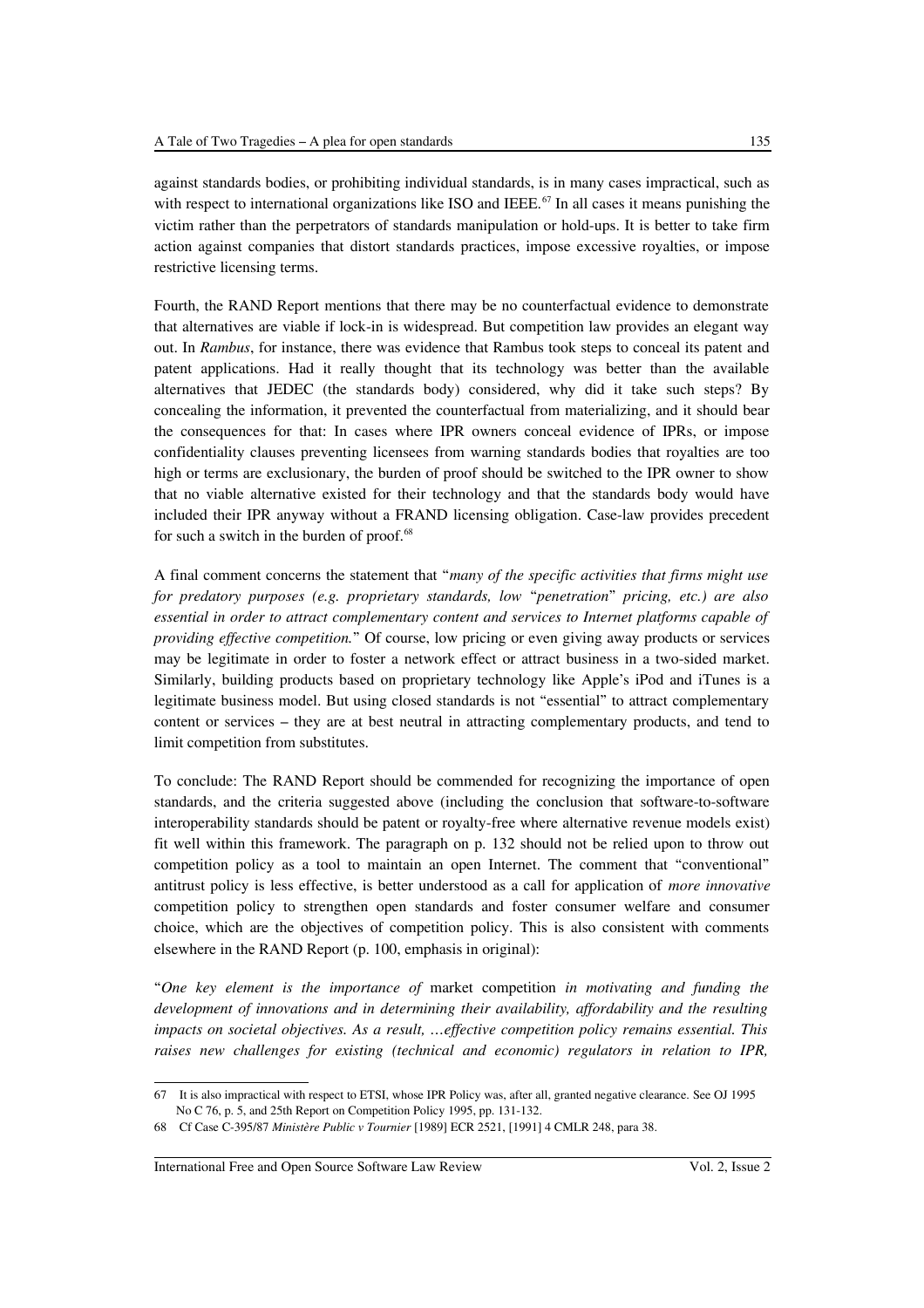against standards bodies, or prohibiting individual standards, is in many cases impractical, such as with respect to international organizations like ISO and IEEE.[67] In all cases it means punishing the victim rather than the perpetrators of standards manipulation or hold-ups. It is better to take firm action against companies that distort standards practices, impose excessive royalties, or impose restrictive licensing terms.

Fourth, the RAND Report mentions that there may be no counterfactual evidence to demonstrate that alternatives are viable if lock-in is widespread. But competition law provides an elegant way out. In *Rambus*, for instance, there was evidence that Rambus took steps to conceal its patent and patent applications. Had it really thought that its technology was better than the available alternatives that JEDEC (the standards body) considered, why did it take such steps? By concealing the information, it prevented the counterfactual from materializing, and it should bear the consequences for that: In cases where IPR owners conceal evidence of IPRs, or impose confidentiality clauses preventing licensees from warning standards bodies that royalties are too high or terms are exclusionary, the burden of proof should be switched to the IPR owner to show that no viable alternative existed for their technology and that the standards body would have included their IPR anyway without a FRAND licensing obligation. Case-law provides precedent for such a switch in the burden of proof.[68]

A final comment concerns the statement that "*many of the specific activities that firms might use for predatory purposes (e.g. proprietary standards, low "penetration" pricing, etc.) are also essential in order to attract complementary content and services to Internet platforms capable of providing effective competition.*" Of course, low pricing or even giving away products or services may be legitimate in order to foster a network effect or attract business in a two-sided market. Similarly, building products based on proprietary technology like Apple's iPod and iTunes is a legitimate business model. But using closed standards is not "essential" to attract complementary content or services – they are at best neutral in attracting complementary products, and tend to limit competition from substitutes.

To conclude: The RAND Report should be commended for recognizing the importance of open standards, and the criteria suggested above (including the conclusion that software-to-software interoperability standards should be patent or royalty-free where alternative revenue models exist) fit well within this framework. The paragraph on p. 132 should not be relied upon to throw out competition policy as a tool to maintain an open Internet. The comment that "conventional" antitrust policy is less effective, is better understood as a call for application of *more innovative* competition policy to strengthen open standards and foster consumer welfare and consumer choice, which are the objectives of competition policy. This is also consistent with comments elsewhere in the RAND Report (p. 100, emphasis in original):

"*One key element is the importance of* market competition *in motivating and funding the development of innovations and in determining their availability, affordability and the resulting impacts on societal objectives. As a result, …effective competition policy remains essential. This raises new challenges for existing (technical and economic) regulators in relation to IPR,*

---

67 It is also impractical with respect to ETSI, whose IPR Policy was, after all, granted negative clearance. See OJ 1995 No C 76, p. 5, and 25th Report on Competition Policy 1995, pp. 131-132.

68 Cf Case C-395/87 *Ministère Public v Tournier* [1989] ECR 2521, [1991] 4 CMLR 248, para 38.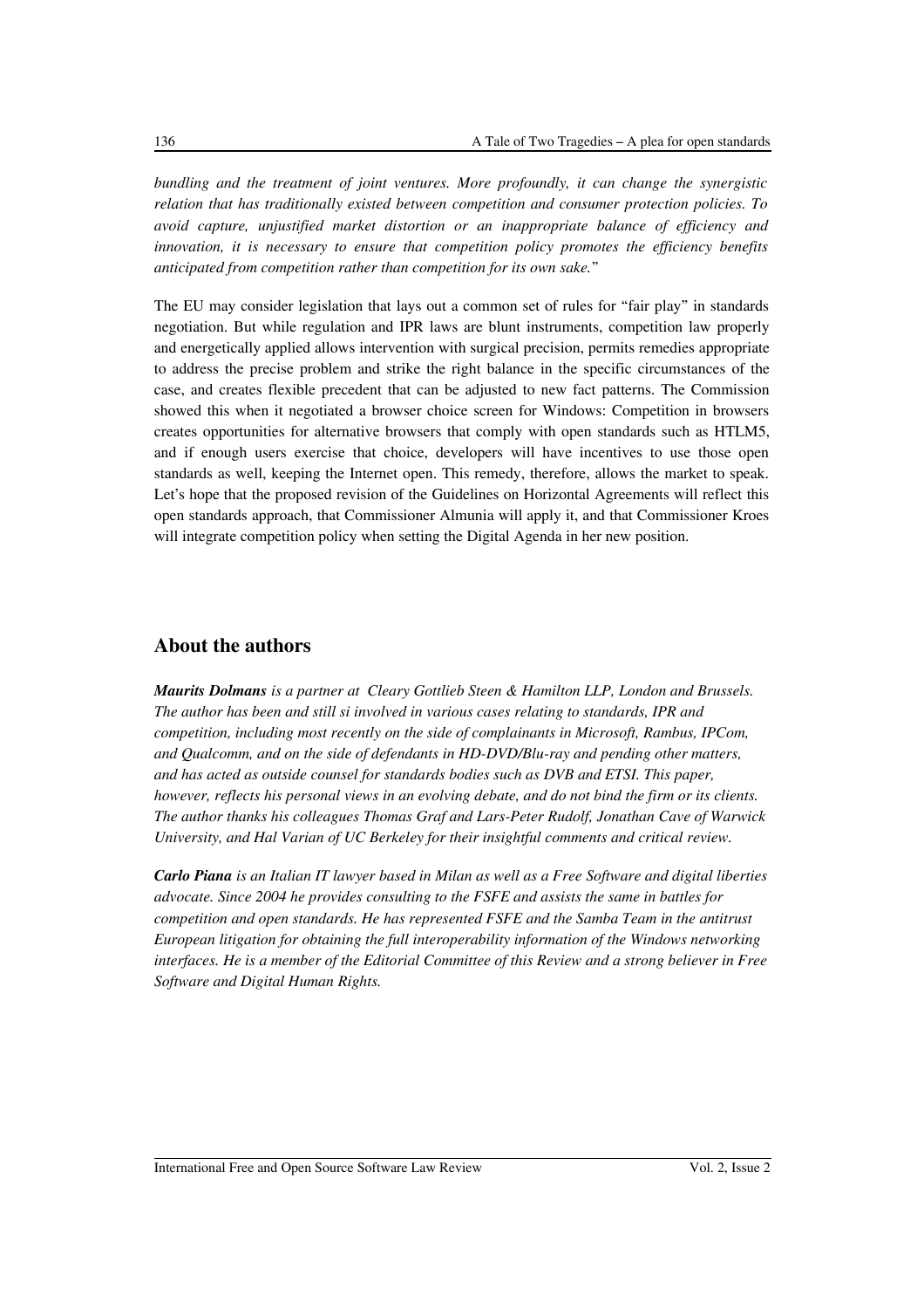*bundling and the treatment of joint ventures. More profoundly, it can change the synergistic relation that has traditionally existed between competition and consumer protection policies. To avoid capture, unjustified market distortion or an inappropriate balance of efficiency and innovation, it is necessary to ensure that competition policy promotes the efficiency benefits anticipated from competition rather than competition for its own sake.*"

The EU may consider legislation that lays out a common set of rules for "fair play" in standards negotiation. But while regulation and IPR laws are blunt instruments, competition law properly and energetically applied allows intervention with surgical precision, permits remedies appropriate to address the precise problem and strike the right balance in the specific circumstances of the case, and creates flexible precedent that can be adjusted to new fact patterns. The Commission showed this when it negotiated a browser choice screen for Windows: Competition in browsers creates opportunities for alternative browsers that comply with open standards such as HTLM5, and if enough users exercise that choice, developers will have incentives to use those open standards as well, keeping the Internet open. This remedy, therefore, allows the market to speak. Let's hope that the proposed revision of the Guidelines on Horizontal Agreements will reflect this open standards approach, that Commissioner Almunia will apply it, and that Commissioner Kroes will integrate competition policy when setting the Digital Agenda in her new position.

## About the authors

***Maurits Dolmans*** *is a partner at Cleary Gottlieb Steen & Hamilton LLP, London and Brussels. The author has been and still si involved in various cases relating to standards, IPR and competition, including most recently on the side of complainants in Microsoft, Rambus, IPCom, and Qualcomm, and on the side of defendants in HD-DVD/Blu-ray and pending other matters, and has acted as outside counsel for standards bodies such as DVB and ETSI. This paper, however, reflects his personal views in an evolving debate, and do not bind the firm or its clients. The author thanks his colleagues Thomas Graf and Lars-Peter Rudolf, Jonathan Cave of Warwick University, and Hal Varian of UC Berkeley for their insightful comments and critical review.*

***Carlo Piana*** *is an Italian IT lawyer based in Milan as well as a Free Software and digital liberties advocate. Since 2004 he provides consulting to the FSFE and assists the same in battles for competition and open standards. He has represented FSFE and the Samba Team in the antitrust European litigation for obtaining the full interoperability information of the Windows networking interfaces. He is a member of the Editorial Committee of this Review and a strong believer in Free Software and Digital Human Rights.*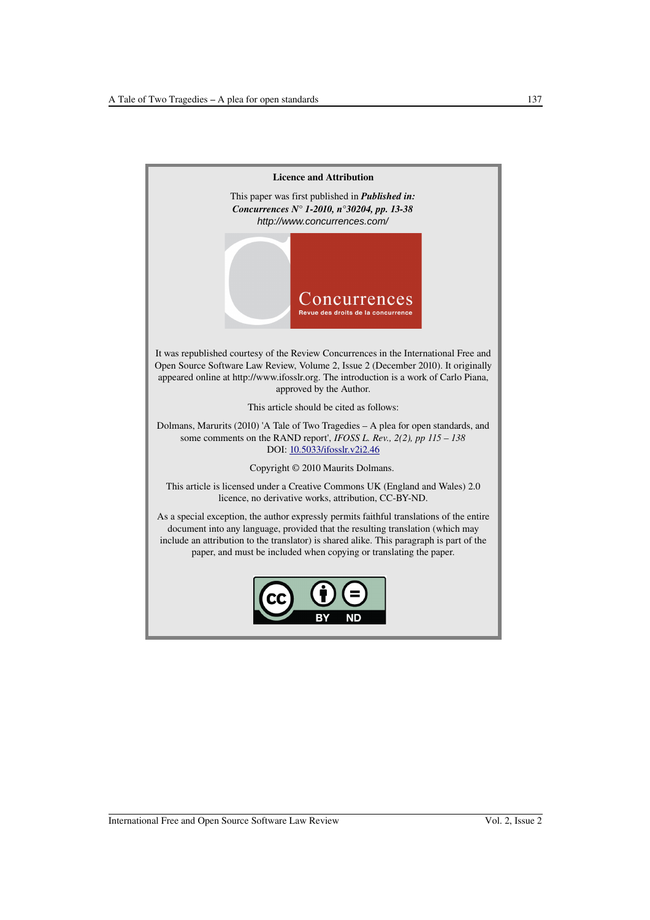**Licence and Attribution**

This paper was first published in ***Published in: Concurrences N° 1-2010, n°30204, pp. 13-38***
*http://www.concurrences.com/*

It was republished courtesy of the Review Concurrences in the International Free and Open Source Software Law Review, Volume 2, Issue 2 (December 2010). It originally appeared online at http://www.ifosslr.org. The introduction is a work of Carlo Piana, approved by the Author.

This article should be cited as follows:

Dolmans, Marurits (2010) 'A Tale of Two Tragedies – A plea for open standards, and some comments on the RAND report', *IFOSS L. Rev., 2(2), pp 115 – 138*
DOI: 10.5033/ifosslr.v2i2.46

Copyright © 2010 Maurits Dolmans.

This article is licensed under a Creative Commons UK (England and Wales) 2.0 licence, no derivative works, attribution, CC-BY-ND.

As a special exception, the author expressly permits faithful translations of the entire document into any language, provided that the resulting translation (which may include an attribution to the translator) is shared alike. This paragraph is part of the paper, and must be included when copying or translating the paper.